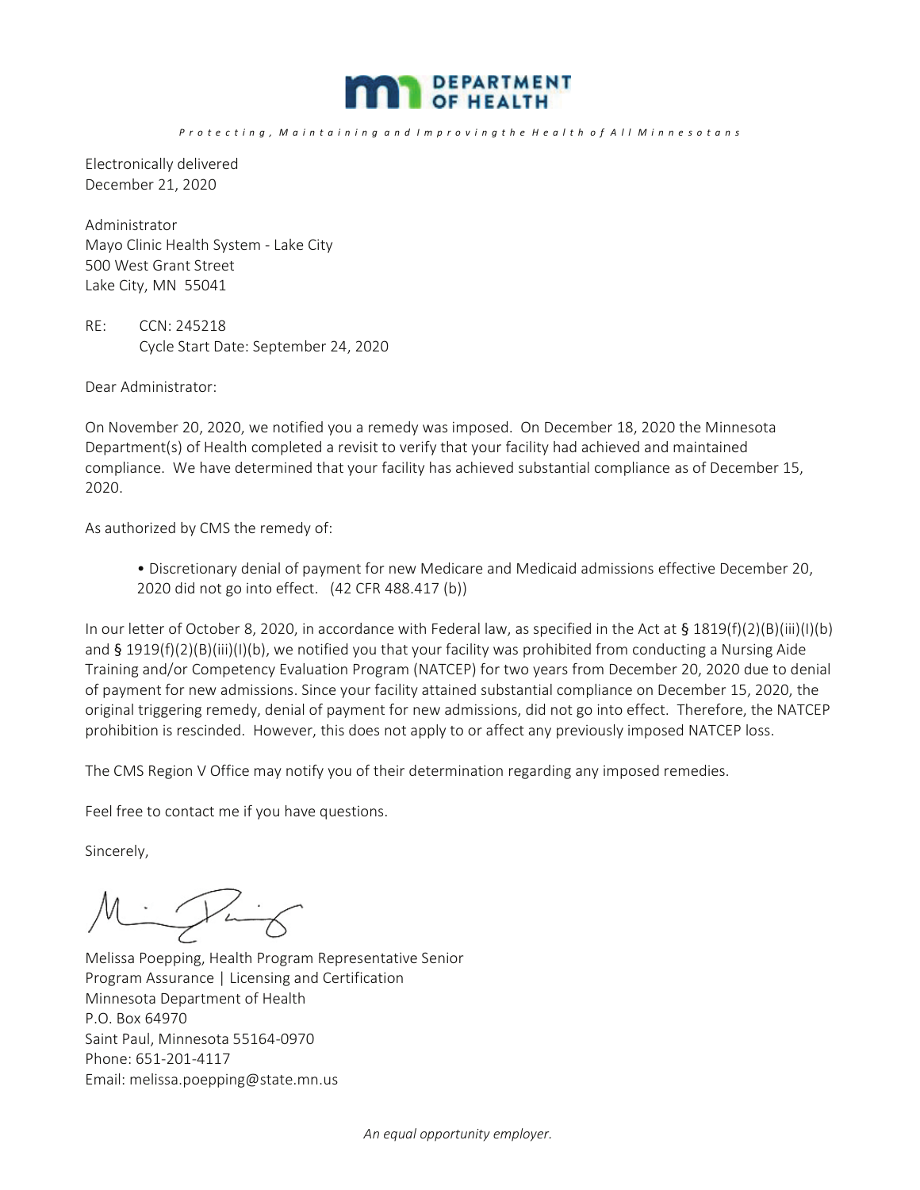DEPARTMENT OF HEALTH

*Protecting, Maintaining and Improving the Health of All Minnesotans*

Electronically delivered
December 21, 2020

Administrator
Mayo Clinic Health System - Lake City
500 West Grant Street
Lake City, MN 55041

RE: CCN: 245218
Cycle Start Date: September 24, 2020

Dear Administrator:

On November 20, 2020, we notified you a remedy was imposed. On December 18, 2020 the Minnesota Department(s) of Health completed a revisit to verify that your facility had achieved and maintained compliance. We have determined that your facility has achieved substantial compliance as of December 15, 2020.

As authorized by CMS the remedy of:

- Discretionary denial of payment for new Medicare and Medicaid admissions effective December 20, 2020 did not go into effect. (42 CFR 488.417 (b))

In our letter of October 8, 2020, in accordance with Federal law, as specified in the Act at § 1819(f)(2)(B)(iii)(I)(b) and § 1919(f)(2)(B)(iii)(I)(b), we notified you that your facility was prohibited from conducting a Nursing Aide Training and/or Competency Evaluation Program (NATCEP) for two years from December 20, 2020 due to denial of payment for new admissions. Since your facility attained substantial compliance on December 15, 2020, the original triggering remedy, denial of payment for new admissions, did not go into effect. Therefore, the NATCEP prohibition is rescinded. However, this does not apply to or affect any previously imposed NATCEP loss.

The CMS Region V Office may notify you of their determination regarding any imposed remedies.

Feel free to contact me if you have questions.

Sincerely,

Melissa Poepping, Health Program Representative Senior
Program Assurance | Licensing and Certification
Minnesota Department of Health
P.O. Box 64970
Saint Paul, Minnesota 55164-0970
Phone: 651-201-4117
Email: melissa.poepping@state.mn.us

*An equal opportunity employer.*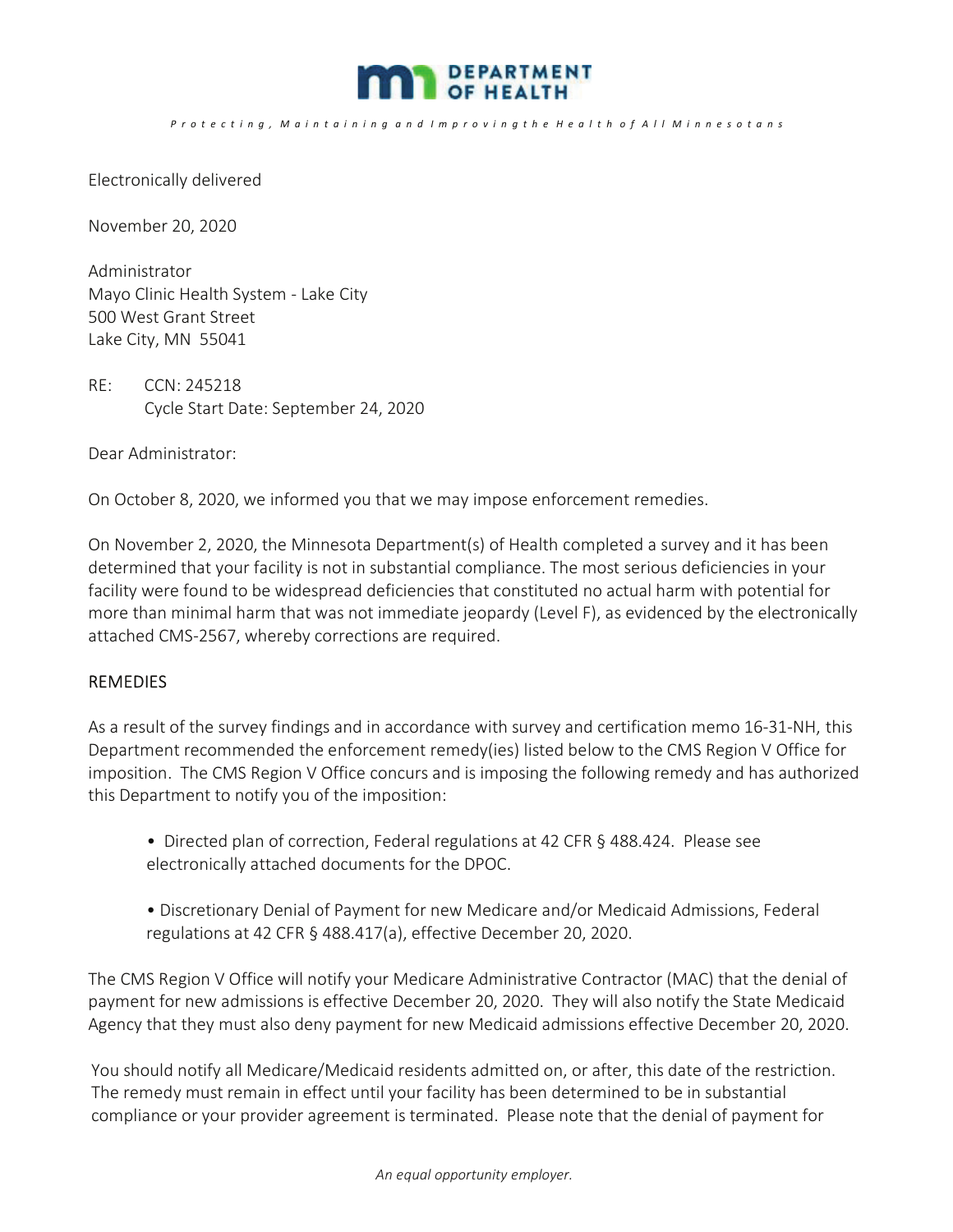DEPARTMENT OF HEALTH

*Protecting, Maintaining and Improving the Health of All Minnesotans*

Electronically delivered

November 20, 2020

Administrator
Mayo Clinic Health System - Lake City
500 West Grant Street
Lake City, MN 55041

RE: CCN: 245218
Cycle Start Date: September 24, 2020

Dear Administrator:

On October 8, 2020, we informed you that we may impose enforcement remedies.

On November 2, 2020, the Minnesota Department(s) of Health completed a survey and it has been determined that your facility is not in substantial compliance. The most serious deficiencies in your facility were found to be widespread deficiencies that constituted no actual harm with potential for more than minimal harm that was not immediate jeopardy (Level F), as evidenced by the electronically attached CMS-2567, whereby corrections are required.

REMEDIES

As a result of the survey findings and in accordance with survey and certification memo 16-31-NH, this Department recommended the enforcement remedy(ies) listed below to the CMS Region V Office for imposition. The CMS Region V Office concurs and is imposing the following remedy and has authorized this Department to notify you of the imposition:

- Directed plan of correction, Federal regulations at 42 CFR § 488.424. Please see electronically attached documents for the DPOC.

- Discretionary Denial of Payment for new Medicare and/or Medicaid Admissions, Federal regulations at 42 CFR § 488.417(a), effective December 20, 2020.

The CMS Region V Office will notify your Medicare Administrative Contractor (MAC) that the denial of payment for new admissions is effective December 20, 2020. They will also notify the State Medicaid Agency that they must also deny payment for new Medicaid admissions effective December 20, 2020.

You should notify all Medicare/Medicaid residents admitted on, or after, this date of the restriction. The remedy must remain in effect until your facility has been determined to be in substantial compliance or your provider agreement is terminated. Please note that the denial of payment for

*An equal opportunity employer.*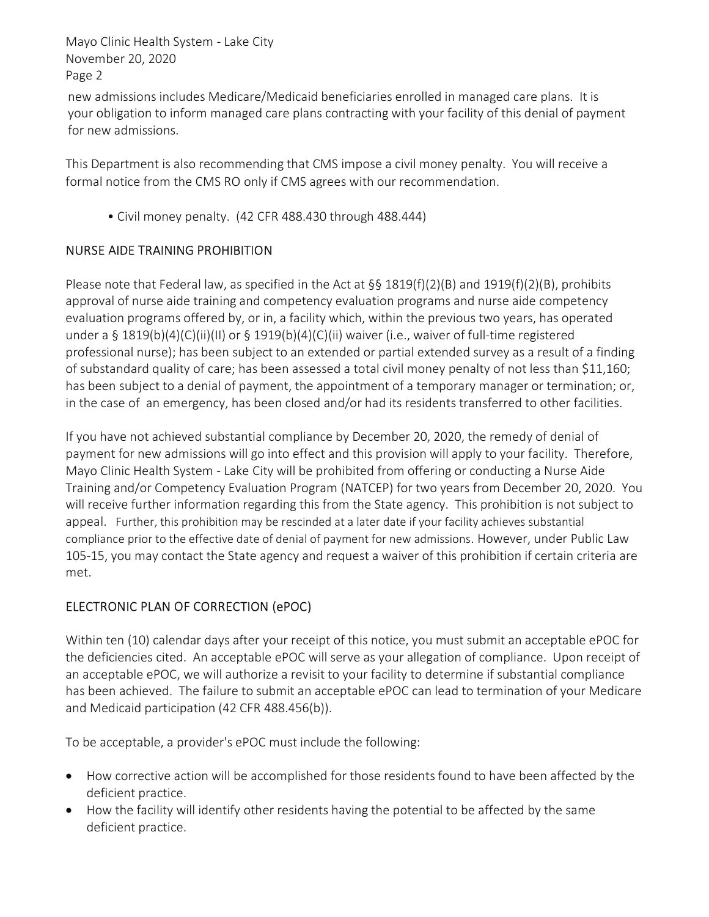new admissions includes Medicare/Medicaid beneficiaries enrolled in managed care plans. It is your obligation to inform managed care plans contracting with your facility of this denial of payment for new admissions.

This Department is also recommending that CMS impose a civil money penalty. You will receive a formal notice from the CMS RO only if CMS agrees with our recommendation.

- Civil money penalty. (42 CFR 488.430 through 488.444)

## NURSE AIDE TRAINING PROHIBITION

Please note that Federal law, as specified in the Act at §§ 1819(f)(2)(B) and 1919(f)(2)(B), prohibits approval of nurse aide training and competency evaluation programs and nurse aide competency evaluation programs offered by, or in, a facility which, within the previous two years, has operated under a § 1819(b)(4)(C)(ii)(II) or § 1919(b)(4)(C)(ii) waiver (i.e., waiver of full-time registered professional nurse); has been subject to an extended or partial extended survey as a result of a finding of substandard quality of care; has been assessed a total civil money penalty of not less than $11,160; has been subject to a denial of payment, the appointment of a temporary manager or termination; or, in the case of an emergency, has been closed and/or had its residents transferred to other facilities.

If you have not achieved substantial compliance by December 20, 2020, the remedy of denial of payment for new admissions will go into effect and this provision will apply to your facility. Therefore, Mayo Clinic Health System - Lake City will be prohibited from offering or conducting a Nurse Aide Training and/or Competency Evaluation Program (NATCEP) for two years from December 20, 2020. You will receive further information regarding this from the State agency. This prohibition is not subject to appeal. Further, this prohibition may be rescinded at a later date if your facility achieves substantial compliance prior to the effective date of denial of payment for new admissions. However, under Public Law 105-15, you may contact the State agency and request a waiver of this prohibition if certain criteria are met.

## ELECTRONIC PLAN OF CORRECTION (ePOC)

Within ten (10) calendar days after your receipt of this notice, you must submit an acceptable ePOC for the deficiencies cited. An acceptable ePOC will serve as your allegation of compliance. Upon receipt of an acceptable ePOC, we will authorize a revisit to your facility to determine if substantial compliance has been achieved. The failure to submit an acceptable ePOC can lead to termination of your Medicare and Medicaid participation (42 CFR 488.456(b)).

To be acceptable, a provider's ePOC must include the following:

- How corrective action will be accomplished for those residents found to have been affected by the deficient practice.
- How the facility will identify other residents having the potential to be affected by the same deficient practice.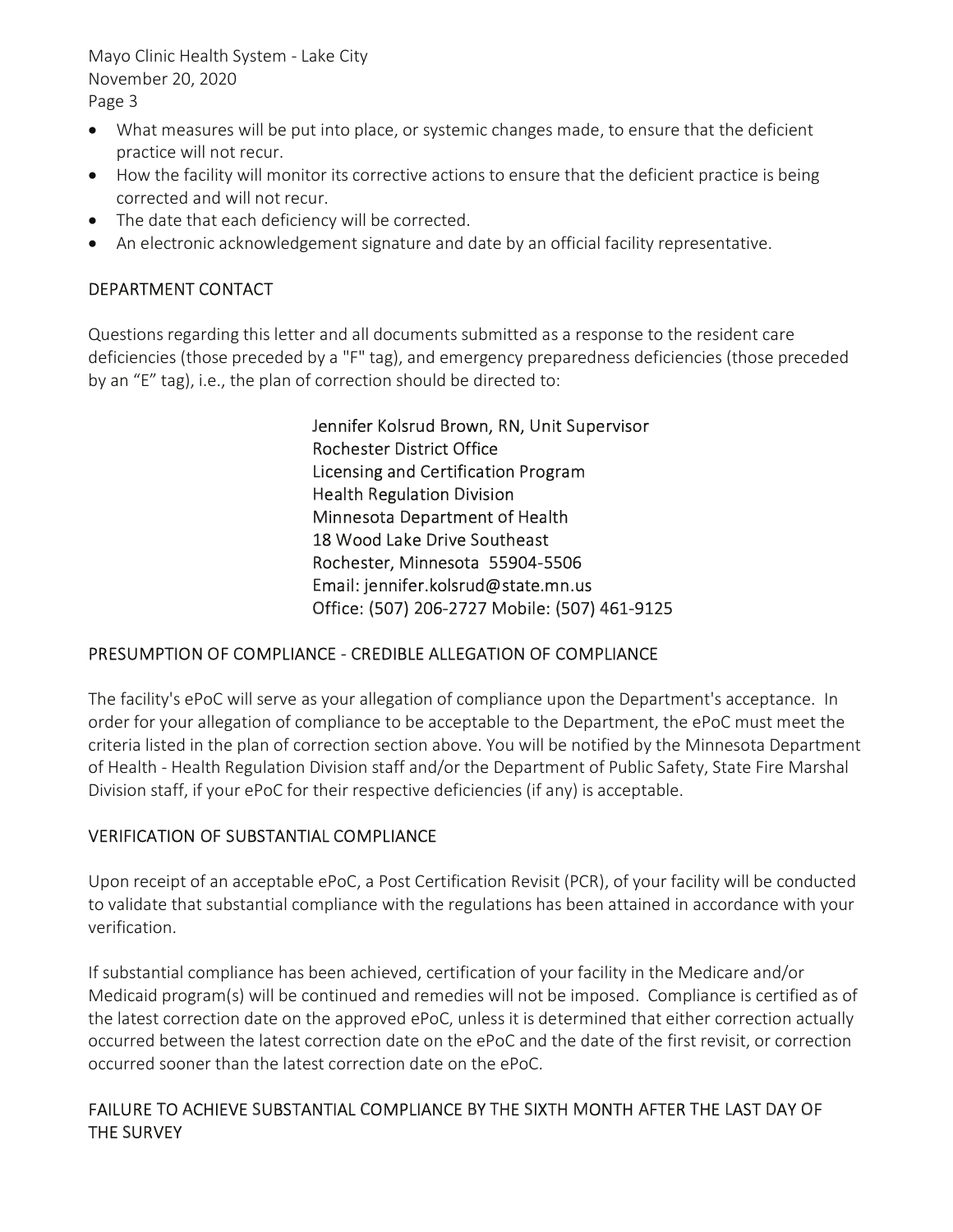- What measures will be put into place, or systemic changes made, to ensure that the deficient practice will not recur.
- How the facility will monitor its corrective actions to ensure that the deficient practice is being corrected and will not recur.
- The date that each deficiency will be corrected.
- An electronic acknowledgement signature and date by an official facility representative.

## DEPARTMENT CONTACT

Questions regarding this letter and all documents submitted as a response to the resident care deficiencies (those preceded by a "F" tag), and emergency preparedness deficiencies (those preceded by an "E" tag), i.e., the plan of correction should be directed to:

Jennifer Kolsrud Brown, RN, Unit Supervisor
Rochester District Office
Licensing and Certification Program
Health Regulation Division
Minnesota Department of Health
18 Wood Lake Drive Southeast
Rochester, Minnesota 55904-5506
Email: jennifer.kolsrud@state.mn.us
Office: (507) 206-2727 Mobile: (507) 461-9125

## PRESUMPTION OF COMPLIANCE - CREDIBLE ALLEGATION OF COMPLIANCE

The facility's ePoC will serve as your allegation of compliance upon the Department's acceptance. In order for your allegation of compliance to be acceptable to the Department, the ePoC must meet the criteria listed in the plan of correction section above. You will be notified by the Minnesota Department of Health - Health Regulation Division staff and/or the Department of Public Safety, State Fire Marshal Division staff, if your ePoC for their respective deficiencies (if any) is acceptable.

## VERIFICATION OF SUBSTANTIAL COMPLIANCE

Upon receipt of an acceptable ePoC, a Post Certification Revisit (PCR), of your facility will be conducted to validate that substantial compliance with the regulations has been attained in accordance with your verification.

If substantial compliance has been achieved, certification of your facility in the Medicare and/or Medicaid program(s) will be continued and remedies will not be imposed. Compliance is certified as of the latest correction date on the approved ePoC, unless it is determined that either correction actually occurred between the latest correction date on the ePoC and the date of the first revisit, or correction occurred sooner than the latest correction date on the ePoC.

## FAILURE TO ACHIEVE SUBSTANTIAL COMPLIANCE BY THE SIXTH MONTH AFTER THE LAST DAY OF THE SURVEY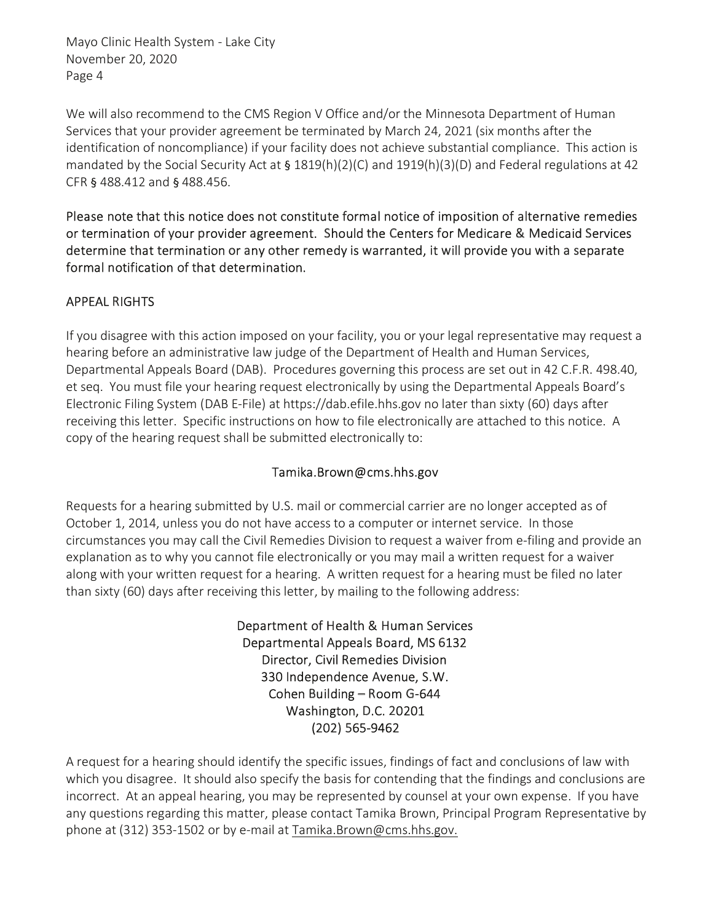We will also recommend to the CMS Region V Office and/or the Minnesota Department of Human Services that your provider agreement be terminated by March 24, 2021 (six months after the identification of noncompliance) if your facility does not achieve substantial compliance. This action is mandated by the Social Security Act at § 1819(h)(2)(C) and 1919(h)(3)(D) and Federal regulations at 42 CFR § 488.412 and § 488.456.

Please note that this notice does not constitute formal notice of imposition of alternative remedies or termination of your provider agreement. Should the Centers for Medicare & Medicaid Services determine that termination or any other remedy is warranted, it will provide you with a separate formal notification of that determination.

## APPEAL RIGHTS

If you disagree with this action imposed on your facility, you or your legal representative may request a hearing before an administrative law judge of the Department of Health and Human Services, Departmental Appeals Board (DAB). Procedures governing this process are set out in 42 C.F.R. 498.40, et seq. You must file your hearing request electronically by using the Departmental Appeals Board's Electronic Filing System (DAB E-File) at https://dab.efile.hhs.gov no later than sixty (60) days after receiving this letter. Specific instructions on how to file electronically are attached to this notice. A copy of the hearing request shall be submitted electronically to:

Tamika.Brown@cms.hhs.gov

Requests for a hearing submitted by U.S. mail or commercial carrier are no longer accepted as of October 1, 2014, unless you do not have access to a computer or internet service. In those circumstances you may call the Civil Remedies Division to request a waiver from e-filing and provide an explanation as to why you cannot file electronically or you may mail a written request for a waiver along with your written request for a hearing. A written request for a hearing must be filed no later than sixty (60) days after receiving this letter, by mailing to the following address:

Department of Health & Human Services
Departmental Appeals Board, MS 6132
Director, Civil Remedies Division
330 Independence Avenue, S.W.
Cohen Building – Room G-644
Washington, D.C. 20201
(202) 565-9462

A request for a hearing should identify the specific issues, findings of fact and conclusions of law with which you disagree. It should also specify the basis for contending that the findings and conclusions are incorrect. At an appeal hearing, you may be represented by counsel at your own expense. If you have any questions regarding this matter, please contact Tamika Brown, Principal Program Representative by phone at (312) 353-1502 or by e-mail at Tamika.Brown@cms.hhs.gov.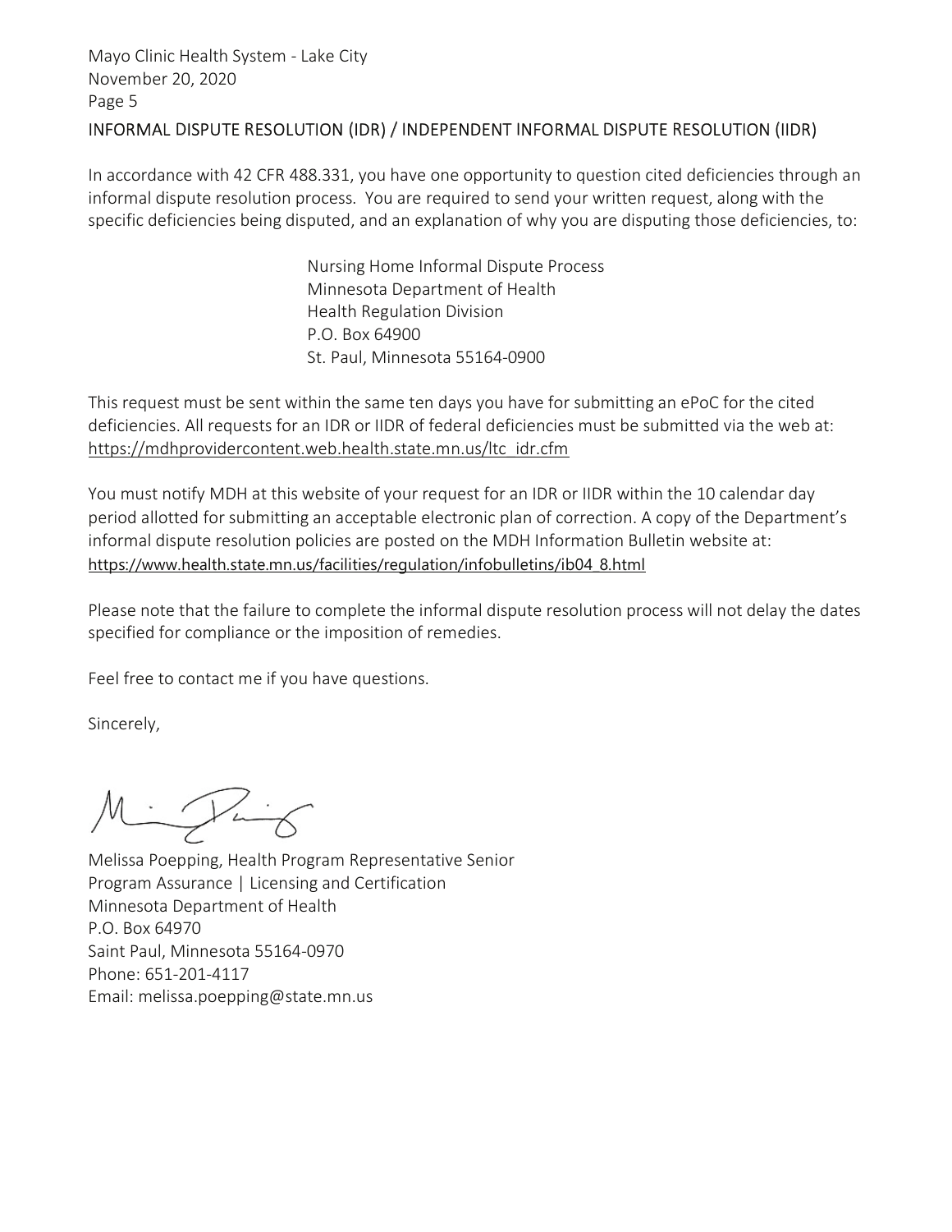## INFORMAL DISPUTE RESOLUTION (IDR) / INDEPENDENT INFORMAL DISPUTE RESOLUTION (IIDR)

In accordance with 42 CFR 488.331, you have one opportunity to question cited deficiencies through an informal dispute resolution process. You are required to send your written request, along with the specific deficiencies being disputed, and an explanation of why you are disputing those deficiencies, to:

Nursing Home Informal Dispute Process
Minnesota Department of Health
Health Regulation Division
P.O. Box 64900
St. Paul, Minnesota 55164-0900

This request must be sent within the same ten days you have for submitting an ePoC for the cited deficiencies. All requests for an IDR or IIDR of federal deficiencies must be submitted via the web at: https://mdhprovidercontent.web.health.state.mn.us/ltc_idr.cfm

You must notify MDH at this website of your request for an IDR or IIDR within the 10 calendar day period allotted for submitting an acceptable electronic plan of correction. A copy of the Department's informal dispute resolution policies are posted on the MDH Information Bulletin website at: https://www.health.state.mn.us/facilities/regulation/infobulletins/ib04_8.html

Please note that the failure to complete the informal dispute resolution process will not delay the dates specified for compliance or the imposition of remedies.

Feel free to contact me if you have questions.

Sincerely,

Melissa Poepping, Health Program Representative Senior
Program Assurance | Licensing and Certification
Minnesota Department of Health
P.O. Box 64970
Saint Paul, Minnesota 55164-0970
Phone: 651-201-4117
Email: melissa.poepping@state.mn.us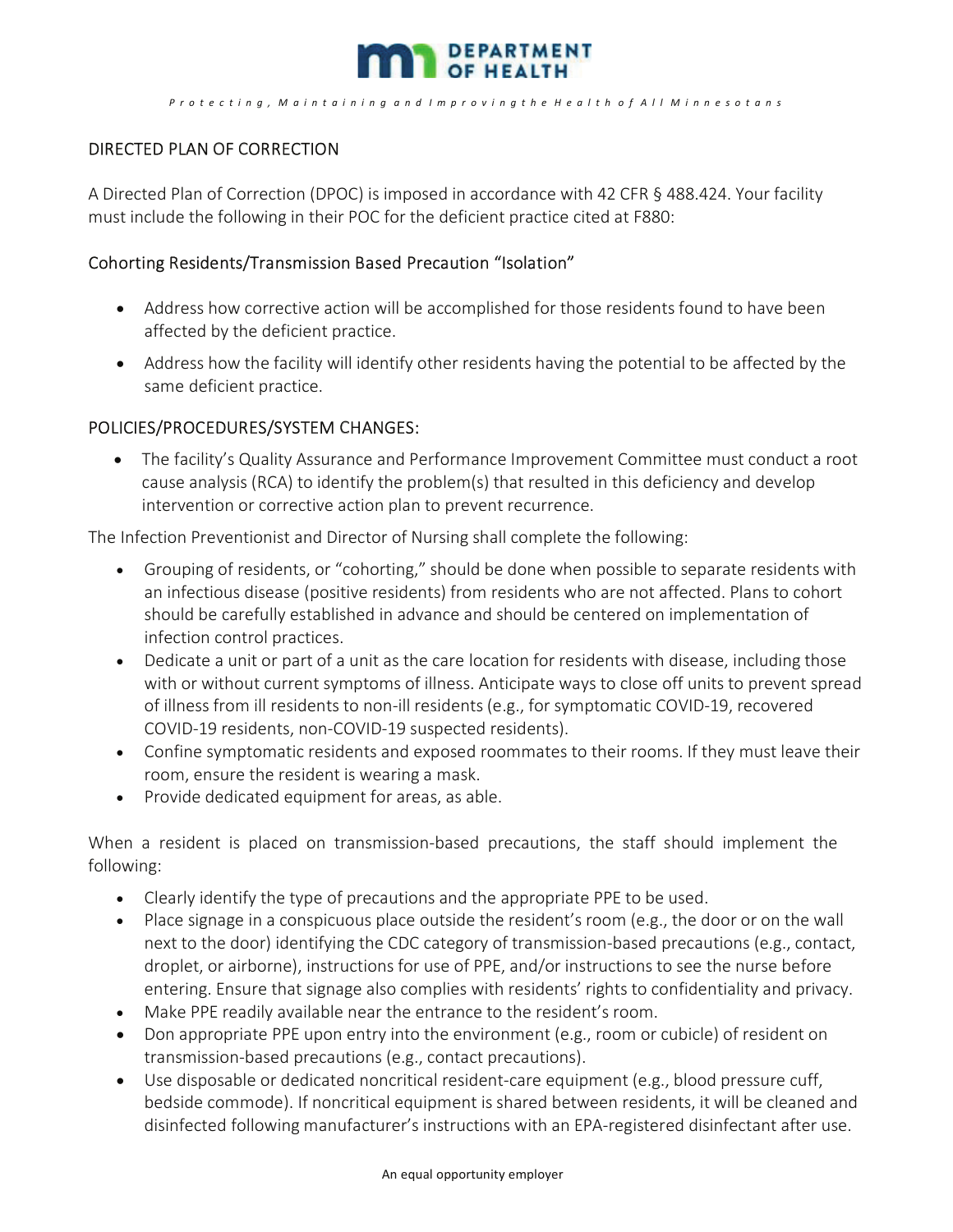DIRECTED PLAN OF CORRECTION

A Directed Plan of Correction (DPOC) is imposed in accordance with 42 CFR § 488.424. Your facility must include the following in their POC for the deficient practice cited at F880:

## Cohorting Residents/Transmission Based Precaution "Isolation"

- Address how corrective action will be accomplished for those residents found to have been affected by the deficient practice.
- Address how the facility will identify other residents having the potential to be affected by the same deficient practice.

## POLICIES/PROCEDURES/SYSTEM CHANGES:

- The facility's Quality Assurance and Performance Improvement Committee must conduct a root cause analysis (RCA) to identify the problem(s) that resulted in this deficiency and develop intervention or corrective action plan to prevent recurrence.

The Infection Preventionist and Director of Nursing shall complete the following:

- Grouping of residents, or "cohorting," should be done when possible to separate residents with an infectious disease (positive residents) from residents who are not affected. Plans to cohort should be carefully established in advance and should be centered on implementation of infection control practices.
- Dedicate a unit or part of a unit as the care location for residents with disease, including those with or without current symptoms of illness. Anticipate ways to close off units to prevent spread of illness from ill residents to non-ill residents (e.g., for symptomatic COVID-19, recovered COVID-19 residents, non-COVID-19 suspected residents).
- Confine symptomatic residents and exposed roommates to their rooms. If they must leave their room, ensure the resident is wearing a mask.
- Provide dedicated equipment for areas, as able.

When a resident is placed on transmission-based precautions, the staff should implement the following:

- Clearly identify the type of precautions and the appropriate PPE to be used.
- Place signage in a conspicuous place outside the resident's room (e.g., the door or on the wall next to the door) identifying the CDC category of transmission-based precautions (e.g., contact, droplet, or airborne), instructions for use of PPE, and/or instructions to see the nurse before entering. Ensure that signage also complies with residents' rights to confidentiality and privacy.
- Make PPE readily available near the entrance to the resident's room.
- Don appropriate PPE upon entry into the environment (e.g., room or cubicle) of resident on transmission-based precautions (e.g., contact precautions).
- Use disposable or dedicated noncritical resident-care equipment (e.g., blood pressure cuff, bedside commode). If noncritical equipment is shared between residents, it will be cleaned and disinfected following manufacturer's instructions with an EPA-registered disinfectant after use.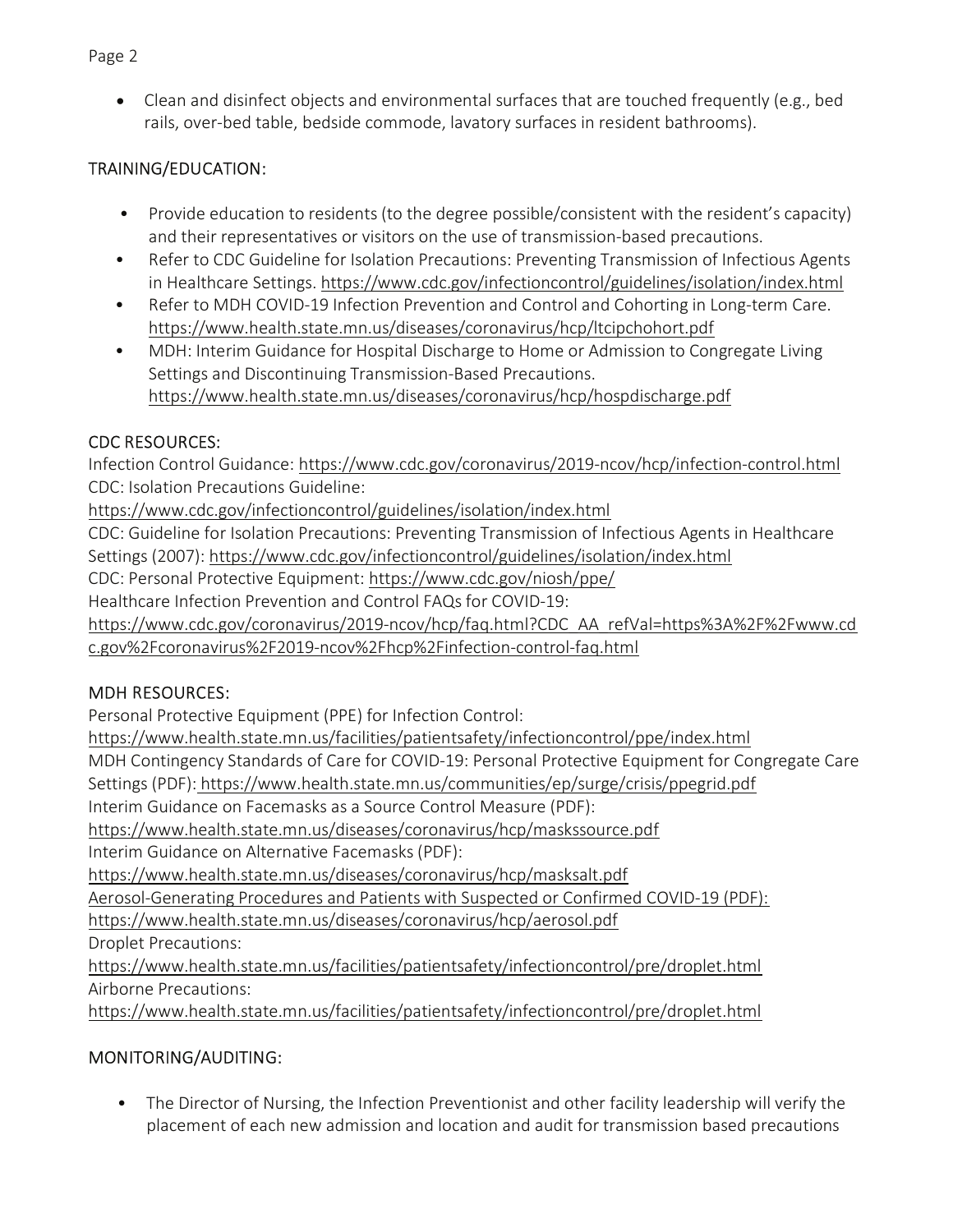- Clean and disinfect objects and environmental surfaces that are touched frequently (e.g., bed rails, over-bed table, bedside commode, lavatory surfaces in resident bathrooms).

## TRAINING/EDUCATION:

- Provide education to residents (to the degree possible/consistent with the resident's capacity) and their representatives or visitors on the use of transmission-based precautions.
- Refer to CDC Guideline for Isolation Precautions: Preventing Transmission of Infectious Agents in Healthcare Settings. https://www.cdc.gov/infectioncontrol/guidelines/isolation/index.html
- Refer to MDH COVID-19 Infection Prevention and Control and Cohorting in Long-term Care. https://www.health.state.mn.us/diseases/coronavirus/hcp/ltcipchohort.pdf
- MDH: Interim Guidance for Hospital Discharge to Home or Admission to Congregate Living Settings and Discontinuing Transmission-Based Precautions. https://www.health.state.mn.us/diseases/coronavirus/hcp/hospdischarge.pdf

## CDC RESOURCES:

Infection Control Guidance: https://www.cdc.gov/coronavirus/2019-ncov/hcp/infection-control.html
CDC: Isolation Precautions Guideline:
https://www.cdc.gov/infectioncontrol/guidelines/isolation/index.html
CDC: Guideline for Isolation Precautions: Preventing Transmission of Infectious Agents in Healthcare Settings (2007): https://www.cdc.gov/infectioncontrol/guidelines/isolation/index.html
CDC: Personal Protective Equipment: https://www.cdc.gov/niosh/ppe/
Healthcare Infection Prevention and Control FAQs for COVID-19:
https://www.cdc.gov/coronavirus/2019-ncov/hcp/faq.html?CDC_AA_refVal=https%3A%2F%2Fwww.cdc.gov%2Fcoronavirus%2F2019-ncov%2Fhcp%2Finfection-control-faq.html

## MDH RESOURCES:

Personal Protective Equipment (PPE) for Infection Control:
https://www.health.state.mn.us/facilities/patientsafety/infectioncontrol/ppe/index.html
MDH Contingency Standards of Care for COVID-19: Personal Protective Equipment for Congregate Care Settings (PDF): https://www.health.state.mn.us/communities/ep/surge/crisis/ppegrid.pdf
Interim Guidance on Facemasks as a Source Control Measure (PDF):
https://www.health.state.mn.us/diseases/coronavirus/hcp/maskssource.pdf
Interim Guidance on Alternative Facemasks (PDF):
https://www.health.state.mn.us/diseases/coronavirus/hcp/masksalt.pdf
Aerosol-Generating Procedures and Patients with Suspected or Confirmed COVID-19 (PDF):
https://www.health.state.mn.us/diseases/coronavirus/hcp/aerosol.pdf
Droplet Precautions:
https://www.health.state.mn.us/facilities/patientsafety/infectioncontrol/pre/droplet.html
Airborne Precautions:
https://www.health.state.mn.us/facilities/patientsafety/infectioncontrol/pre/droplet.html

## MONITORING/AUDITING:

- The Director of Nursing, the Infection Preventionist and other facility leadership will verify the placement of each new admission and location and audit for transmission based precautions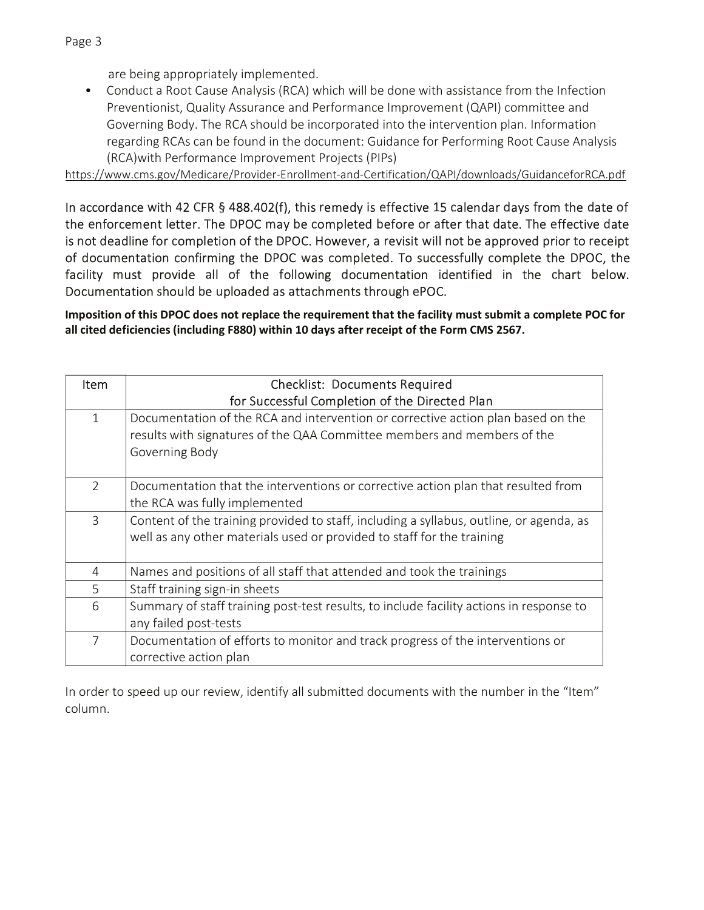are being appropriately implemented.

- Conduct a Root Cause Analysis (RCA) which will be done with assistance from the Infection Preventionist, Quality Assurance and Performance Improvement (QAPI) committee and Governing Body. The RCA should be incorporated into the intervention plan. Information regarding RCAs can be found in the document: Guidance for Performing Root Cause Analysis (RCA)with Performance Improvement Projects (PIPs)

https://www.cms.gov/Medicare/Provider-Enrollment-and-Certification/QAPI/downloads/GuidanceforRCA.pdf

In accordance with 42 CFR § 488.402(f), this remedy is effective 15 calendar days from the date of the enforcement letter. The DPOC may be completed before or after that date. The effective date is not deadline for completion of the DPOC. However, a revisit will not be approved prior to receipt of documentation confirming the DPOC was completed. To successfully complete the DPOC, the facility must provide all of the following documentation identified in the chart below. Documentation should be uploaded as attachments through ePOC.

**Imposition of this DPOC does not replace the requirement that the facility must submit a complete POC for all cited deficiencies (including F880) within 10 days after receipt of the Form CMS 2567.**

| Item | Checklist: Documents Required for Successful Completion of the Directed Plan |
|---|---|
| 1 | Documentation of the RCA and intervention or corrective action plan based on the results with signatures of the QAA Committee members and members of the Governing Body |
| 2 | Documentation that the interventions or corrective action plan that resulted from the RCA was fully implemented |
| 3 | Content of the training provided to staff, including a syllabus, outline, or agenda, as well as any other materials used or provided to staff for the training |
| 4 | Names and positions of all staff that attended and took the trainings |
| 5 | Staff training sign-in sheets |
| 6 | Summary of staff training post-test results, to include facility actions in response to any failed post-tests |
| 7 | Documentation of efforts to monitor and track progress of the interventions or corrective action plan |

In order to speed up our review, identify all submitted documents with the number in the "Item" column.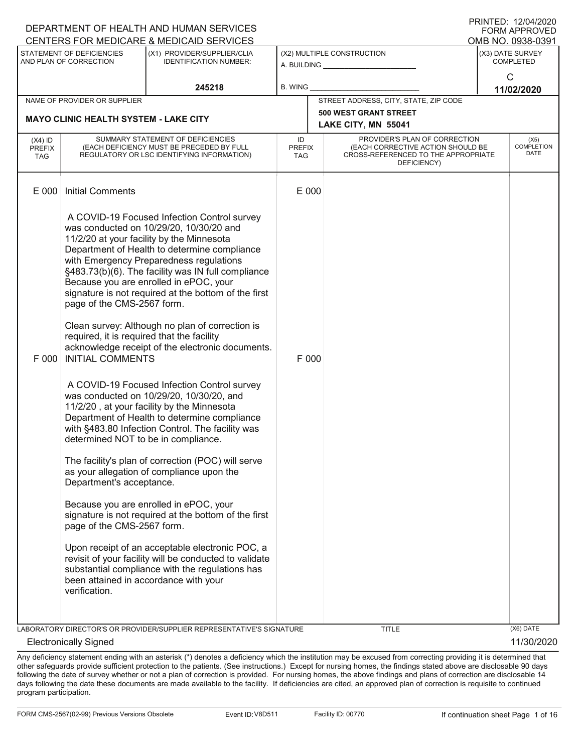DEPARTMENT OF HEALTH AND HUMAN SERVICES
CENTERS FOR MEDICARE & MEDICAID SERVICES

PRINTED: 12/04/2020
FORM APPROVED
OMB NO. 0938-0391

| STATEMENT OF DEFICIENCIES AND PLAN OF CORRECTION | (X1) PROVIDER/SUPPLIER/CLIA IDENTIFICATION NUMBER: | (X2) MULTIPLE CONSTRUCTION | (X3) DATE SURVEY COMPLETED |
|---|---|---|---|
| | 245218 | A. BUILDING ______ B. WING ______ | C 11/02/2020 |

| NAME OF PROVIDER OR SUPPLIER | STREET ADDRESS, CITY, STATE, ZIP CODE |
|---|---|
| MAYO CLINIC HEALTH SYSTEM - LAKE CITY | 500 WEST GRANT STREET LAKE CITY, MN 55041 |

| (X4) ID PREFIX TAG | SUMMARY STATEMENT OF DEFICIENCIES (EACH DEFICIENCY MUST BE PRECEDED BY FULL REGULATORY OR LSC IDENTIFYING INFORMATION) | ID PREFIX TAG | PROVIDER'S PLAN OF CORRECTION (EACH CORRECTIVE ACTION SHOULD BE CROSS-REFERENCED TO THE APPROPRIATE DEFICIENCY) | (X5) COMPLETION DATE |
|---|---|---|---|---|
| E 000 | Initial Comments<br><br>A COVID-19 Focused Infection Control survey was conducted on 10/29/20, 10/30/20 and 11/2/20 at your facility by the Minnesota Department of Health to determine compliance with Emergency Preparedness regulations §483.73(b)(6). The facility was IN full compliance Because you are enrolled in ePOC, your signature is not required at the bottom of the first page of the CMS-2567 form.<br><br>Clean survey: Although no plan of correction is required, it is required that the facility acknowledge receipt of the electronic documents. | E 000 | | |
| F 000 | INITIAL COMMENTS<br><br>A COVID-19 Focused Infection Control survey was conducted on 10/29/20, 10/30/20, and 11/2/20 , at your facility by the Minnesota Department of Health to determine compliance with §483.80 Infection Control. The facility was determined NOT to be in compliance.<br><br>The facility's plan of correction (POC) will serve as your allegation of compliance upon the Department's acceptance.<br><br>Because you are enrolled in ePOC, your signature is not required at the bottom of the first page of the CMS-2567 form.<br><br>Upon receipt of an acceptable electronic POC, a revisit of your facility will be conducted to validate substantial compliance with the regulations has been attained in accordance with your verification. | F 000 | | |

LABORATORY DIRECTOR'S OR PROVIDER/SUPPLIER REPRESENTATIVE'S SIGNATURE: Electronically Signed | TITLE: | (X6) DATE: 11/30/2020

Any deficiency statement ending with an asterisk (*) denotes a deficiency which the institution may be excused from correcting providing it is determined that other safeguards provide sufficient protection to the patients. (See instructions.) Except for nursing homes, the findings stated above are disclosable 90 days following the date of survey whether or not a plan of correction is provided. For nursing homes, the above findings and plans of correction are disclosable 14 days following the date these documents are made available to the facility. If deficiencies are cited, an approved plan of correction is requisite to continued program participation.

FORM CMS-2567(02-99) Previous Versions Obsolete | Event ID: V8D511 | Facility ID: 00770 | If continuation sheet Page 1 of 16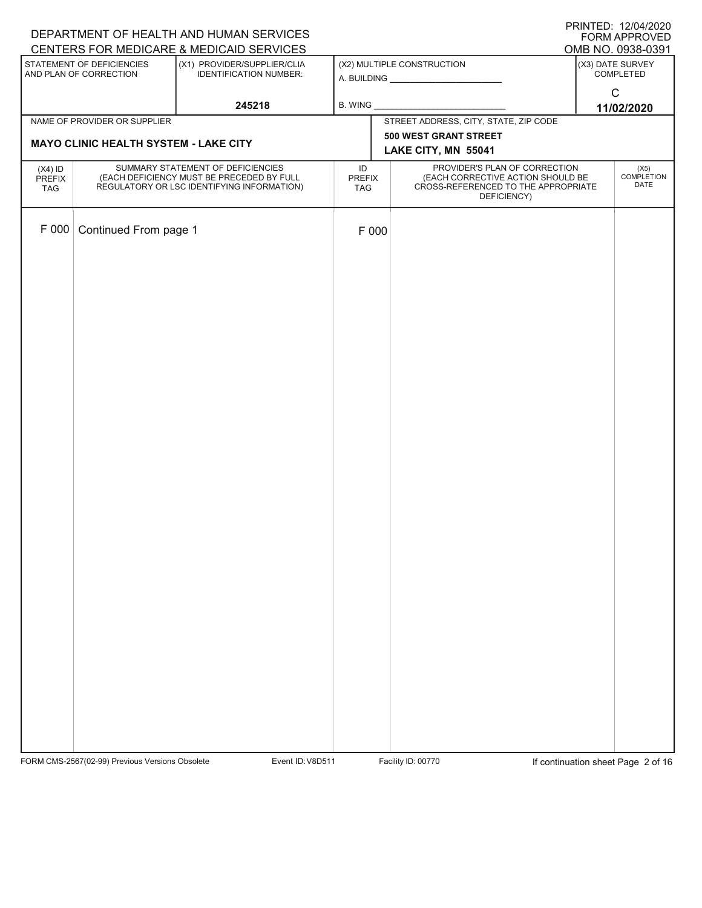DEPARTMENT OF HEALTH AND HUMAN SERVICES
CENTERS FOR MEDICARE & MEDICAID SERVICES

PRINTED: 12/04/2020
FORM APPROVED
OMB NO. 0938-0391

| STATEMENT OF DEFICIENCIES AND PLAN OF CORRECTION | (X1) PROVIDER/SUPPLIER/CLIA IDENTIFICATION NUMBER: | (X2) MULTIPLE CONSTRUCTION | (X3) DATE SURVEY COMPLETED |
|---|---|---|---|
| | 245218 | A. BUILDING ______ B. WING ______ | C 11/02/2020 |

| NAME OF PROVIDER OR SUPPLIER | STREET ADDRESS, CITY, STATE, ZIP CODE |
|---|---|
| MAYO CLINIC HEALTH SYSTEM - LAKE CITY | 500 WEST GRANT STREET LAKE CITY, MN 55041 |

| (X4) ID PREFIX TAG | SUMMARY STATEMENT OF DEFICIENCIES (EACH DEFICIENCY MUST BE PRECEDED BY FULL REGULATORY OR LSC IDENTIFYING INFORMATION) | ID PREFIX TAG | PROVIDER'S PLAN OF CORRECTION (EACH CORRECTIVE ACTION SHOULD BE CROSS-REFERENCED TO THE APPROPRIATE DEFICIENCY) | (X5) COMPLETION DATE |
|---|---|---|---|---|
| F 000 | Continued From page 1 | F 000 | | |

FORM CMS-2567(02-99) Previous Versions Obsolete    Event ID: V8D511    Facility ID: 00770    If continuation sheet Page 2 of 16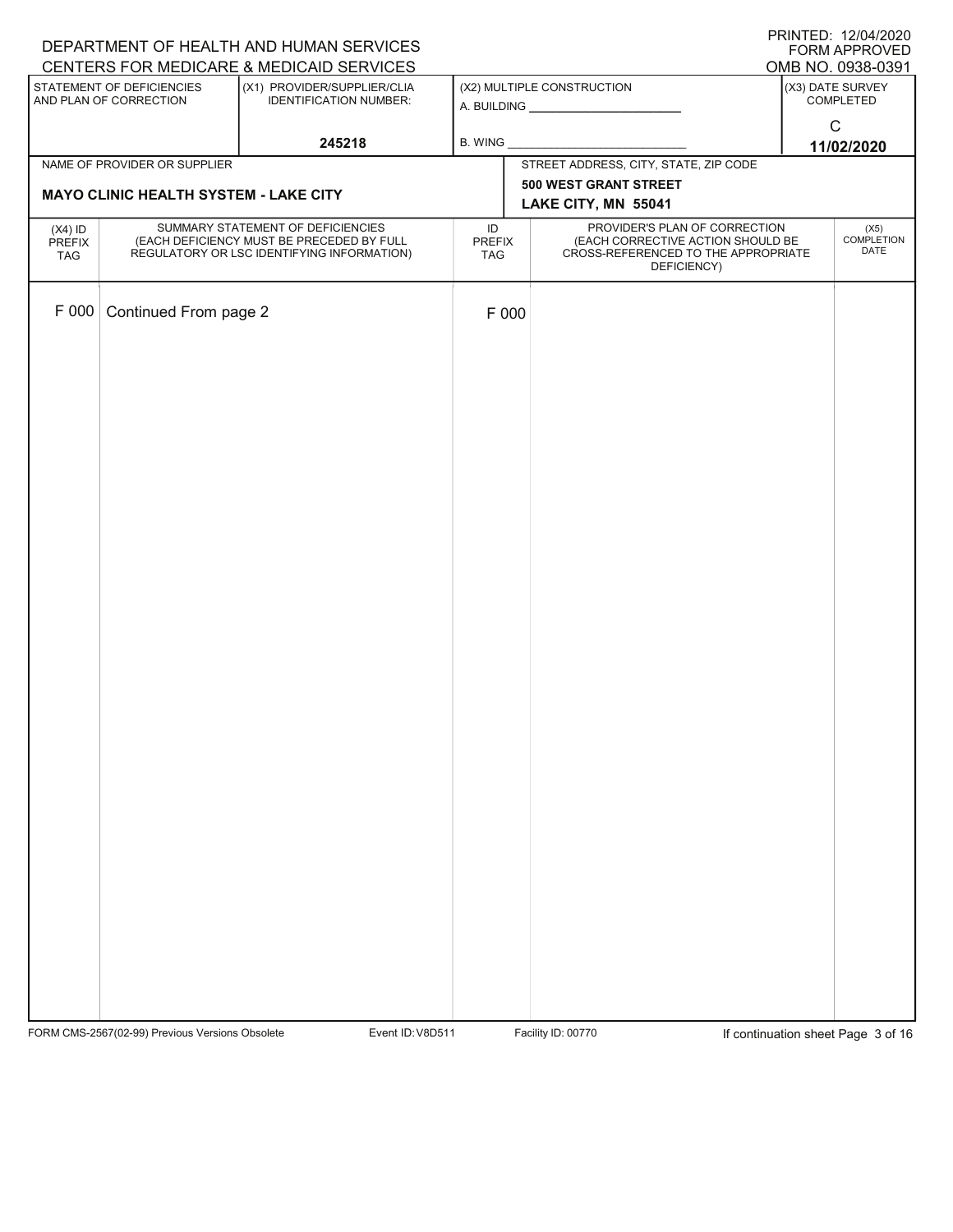DEPARTMENT OF HEALTH AND HUMAN SERVICES
CENTERS FOR MEDICARE & MEDICAID SERVICES

PRINTED: 12/04/2020
FORM APPROVED
OMB NO. 0938-0391

| STATEMENT OF DEFICIENCIES AND PLAN OF CORRECTION | (X1) PROVIDER/SUPPLIER/CLIA IDENTIFICATION NUMBER: | (X2) MULTIPLE CONSTRUCTION | (X3) DATE SURVEY COMPLETED |
|---|---|---|---|
| | 245218 | A. BUILDING ______ B. WING ______ | C 11/02/2020 |

| NAME OF PROVIDER OR SUPPLIER | STREET ADDRESS, CITY, STATE, ZIP CODE |
|---|---|
| MAYO CLINIC HEALTH SYSTEM - LAKE CITY | 500 WEST GRANT STREET LAKE CITY, MN 55041 |

| (X4) ID PREFIX TAG | SUMMARY STATEMENT OF DEFICIENCIES (EACH DEFICIENCY MUST BE PRECEDED BY FULL REGULATORY OR LSC IDENTIFYING INFORMATION) | ID PREFIX TAG | PROVIDER'S PLAN OF CORRECTION (EACH CORRECTIVE ACTION SHOULD BE CROSS-REFERENCED TO THE APPROPRIATE DEFICIENCY) | (X5) COMPLETION DATE |
|---|---|---|---|---|
| F 000 | Continued From page 2 | F 000 | | |

FORM CMS-2567(02-99) Previous Versions Obsolete Event ID: V8D511 Facility ID: 00770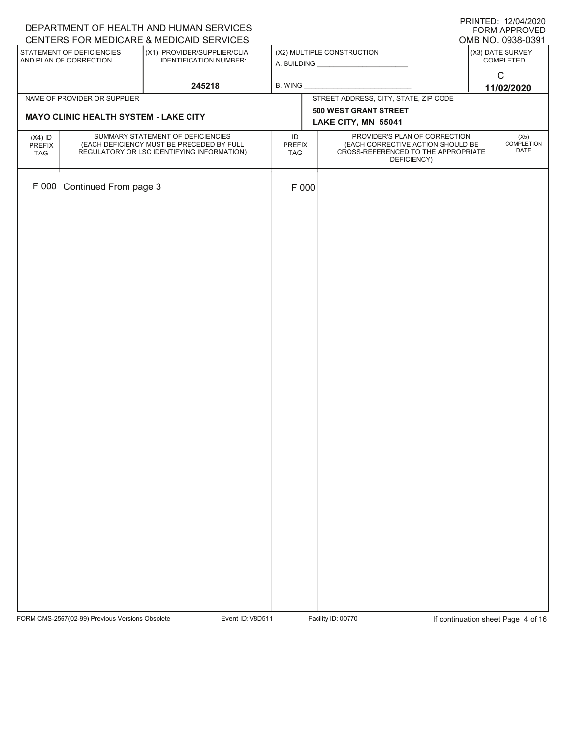DEPARTMENT OF HEALTH AND HUMAN SERVICES
CENTERS FOR MEDICARE & MEDICAID SERVICES

PRINTED: 12/04/2020
FORM APPROVED
OMB NO. 0938-0391

| STATEMENT OF DEFICIENCIES AND PLAN OF CORRECTION | (X1) PROVIDER/SUPPLIER/CLIA IDENTIFICATION NUMBER: | (X2) MULTIPLE CONSTRUCTION | (X3) DATE SURVEY COMPLETED |
|---|---|---|---|
| | 245218 | A. BUILDING ___ B. WING ___ | C 11/02/2020 |

| NAME OF PROVIDER OR SUPPLIER | STREET ADDRESS, CITY, STATE, ZIP CODE |
|---|---|
| MAYO CLINIC HEALTH SYSTEM - LAKE CITY | 500 WEST GRANT STREET LAKE CITY, MN 55041 |

| (X4) ID PREFIX TAG | SUMMARY STATEMENT OF DEFICIENCIES (EACH DEFICIENCY MUST BE PRECEDED BY FULL REGULATORY OR LSC IDENTIFYING INFORMATION) | ID PREFIX TAG | PROVIDER'S PLAN OF CORRECTION (EACH CORRECTIVE ACTION SHOULD BE CROSS-REFERENCED TO THE APPROPRIATE DEFICIENCY) | (X5) COMPLETION DATE |
|---|---|---|---|---|
| F 000 | Continued From page 3 | F 000 | | |

FORM CMS-2567(02-99) Previous Versions Obsolete Event ID: V8D511 Facility ID: 00770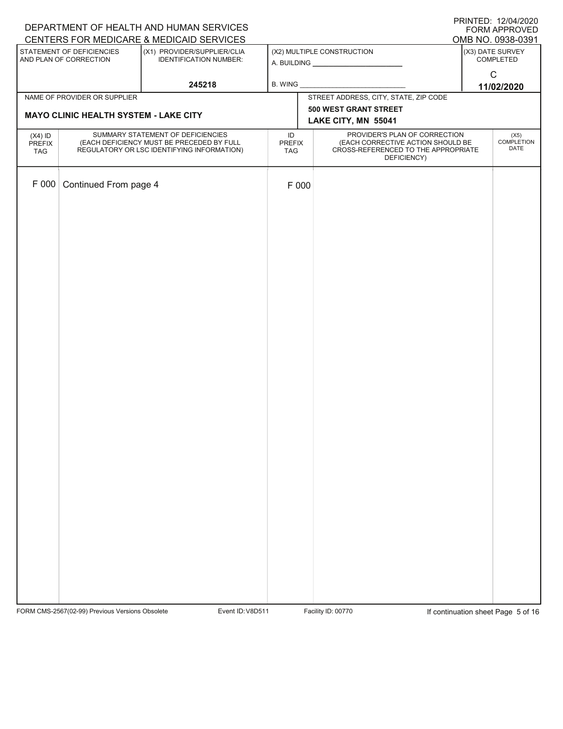DEPARTMENT OF HEALTH AND HUMAN SERVICES
CENTERS FOR MEDICARE & MEDICAID SERVICES

PRINTED: 12/04/2020
FORM APPROVED
OMB NO. 0938-0391

| STATEMENT OF DEFICIENCIES AND PLAN OF CORRECTION | (X1) PROVIDER/SUPPLIER/CLIA IDENTIFICATION NUMBER: | (X2) MULTIPLE CONSTRUCTION | (X3) DATE SURVEY COMPLETED |
|---|---|---|---|
| | 245218 | A. BUILDING ______ B. WING ______ | C 11/02/2020 |

| NAME OF PROVIDER OR SUPPLIER | STREET ADDRESS, CITY, STATE, ZIP CODE |
|---|---|
| MAYO CLINIC HEALTH SYSTEM - LAKE CITY | 500 WEST GRANT STREET LAKE CITY, MN 55041 |

| (X4) ID PREFIX TAG | SUMMARY STATEMENT OF DEFICIENCIES (EACH DEFICIENCY MUST BE PRECEDED BY FULL REGULATORY OR LSC IDENTIFYING INFORMATION) | ID PREFIX TAG | PROVIDER'S PLAN OF CORRECTION (EACH CORRECTIVE ACTION SHOULD BE CROSS-REFERENCED TO THE APPROPRIATE DEFICIENCY) | (X5) COMPLETION DATE |
|---|---|---|---|---|
| F 000 | Continued From page 4 | F 000 | | |

FORM CMS-2567(02-99) Previous Versions Obsolete Event ID: V8D511 Facility ID: 00770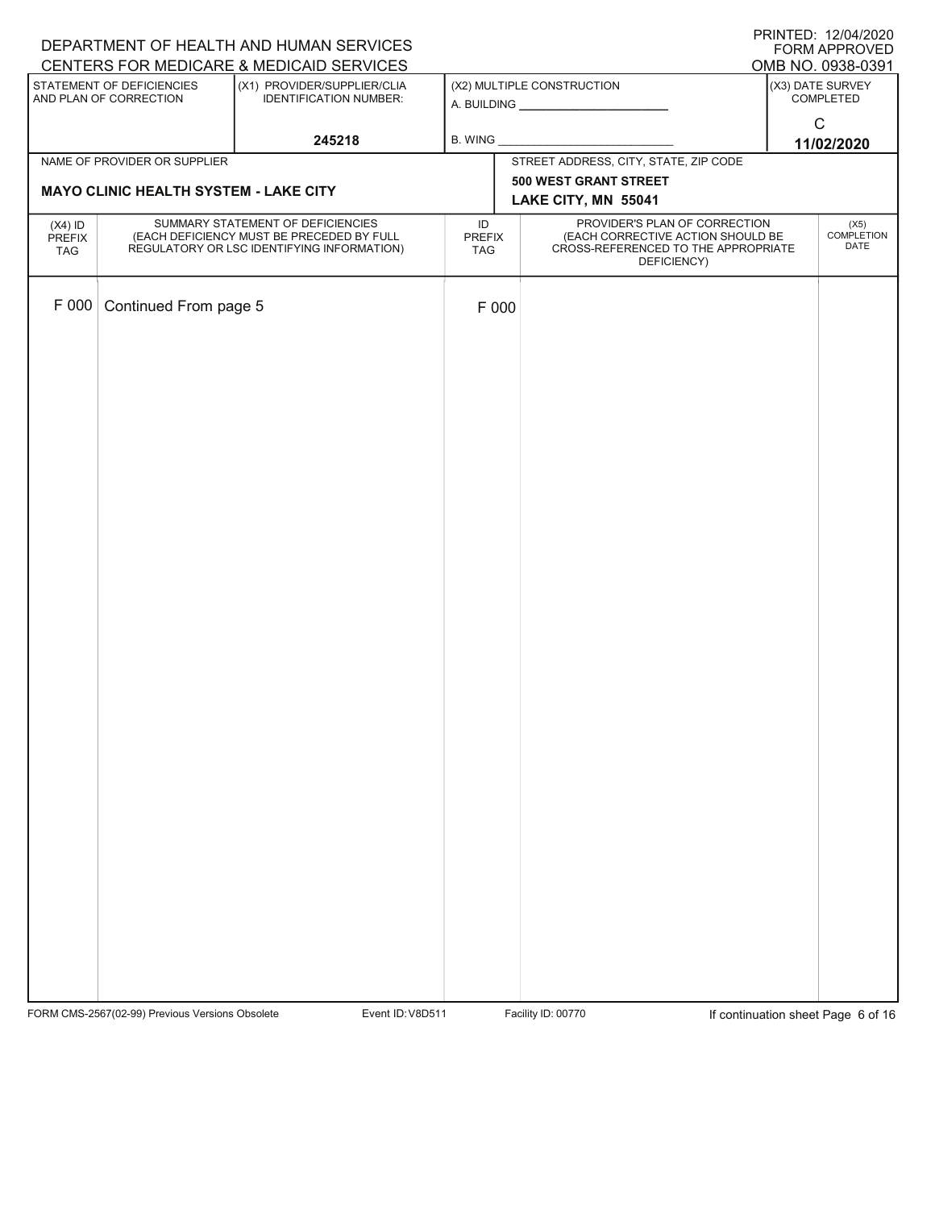DEPARTMENT OF HEALTH AND HUMAN SERVICES
CENTERS FOR MEDICARE & MEDICAID SERVICES

PRINTED: 12/04/2020
FORM APPROVED
OMB NO. 0938-0391

| STATEMENT OF DEFICIENCIES AND PLAN OF CORRECTION | (X1) PROVIDER/SUPPLIER/CLIA IDENTIFICATION NUMBER: | (X2) MULTIPLE CONSTRUCTION | (X3) DATE SURVEY COMPLETED |
|---|---|---|---|
| | 245218 | A. BUILDING ____ B. WING ____ | C 11/02/2020 |

| NAME OF PROVIDER OR SUPPLIER | STREET ADDRESS, CITY, STATE, ZIP CODE |
|---|---|
| **MAYO CLINIC HEALTH SYSTEM - LAKE CITY** | **500 WEST GRANT STREET LAKE CITY, MN 55041** |

| (X4) ID PREFIX TAG | SUMMARY STATEMENT OF DEFICIENCIES (EACH DEFICIENCY MUST BE PRECEDED BY FULL REGULATORY OR LSC IDENTIFYING INFORMATION) | ID PREFIX TAG | PROVIDER'S PLAN OF CORRECTION (EACH CORRECTIVE ACTION SHOULD BE CROSS-REFERENCED TO THE APPROPRIATE DEFICIENCY) | (X5) COMPLETION DATE |
|---|---|---|---|---|
| F 000 | Continued From page 5 | F 000 | | |

FORM CMS-2567(02-99) Previous Versions Obsolete Event ID: V8D511 Facility ID: 00770 If continuation sheet Page 6 of 16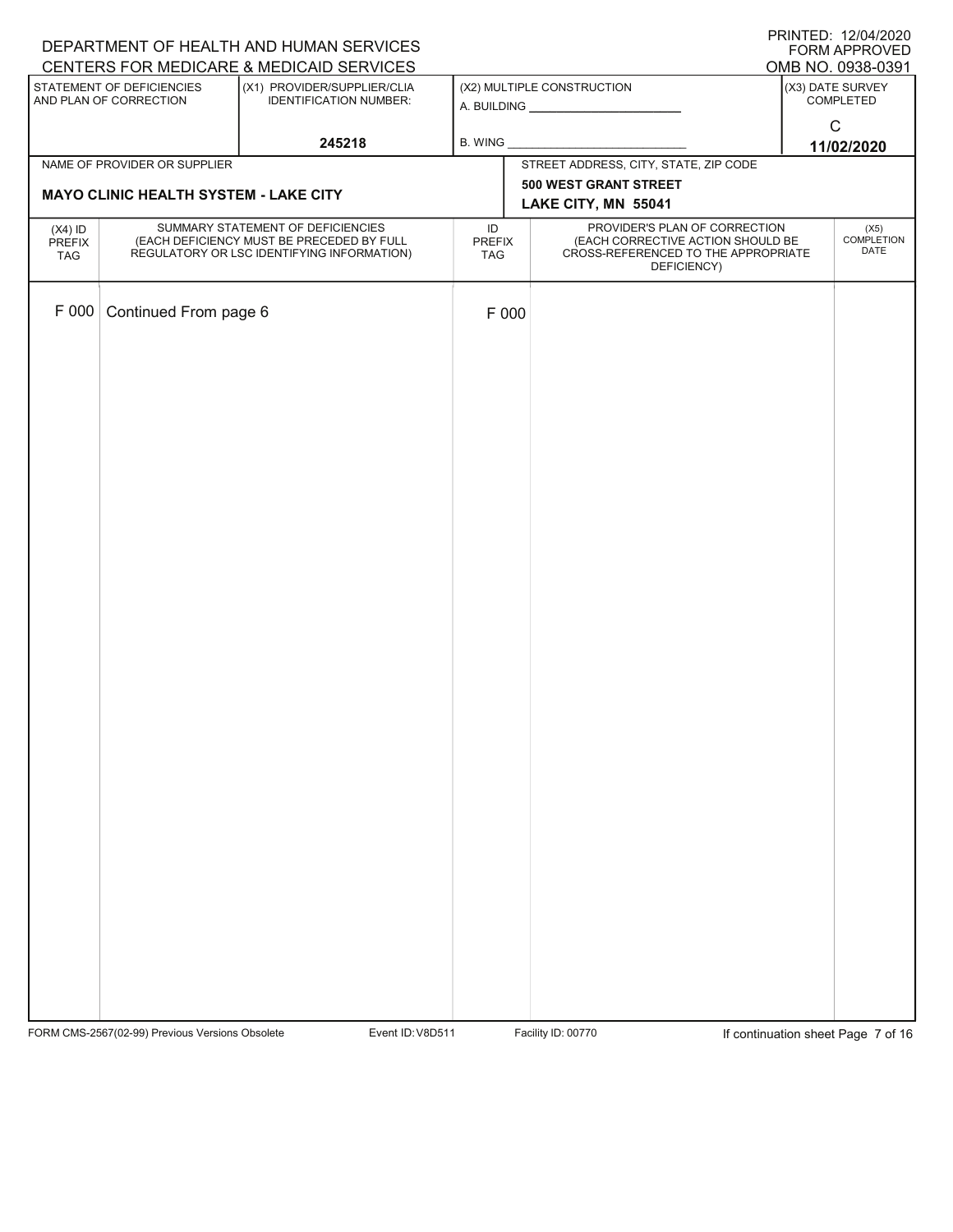DEPARTMENT OF HEALTH AND HUMAN SERVICES
CENTERS FOR MEDICARE & MEDICAID SERVICES

PRINTED: 12/04/2020
FORM APPROVED
OMB NO. 0938-0391

| STATEMENT OF DEFICIENCIES AND PLAN OF CORRECTION | (X1) PROVIDER/SUPPLIER/CLIA IDENTIFICATION NUMBER: | (X2) MULTIPLE CONSTRUCTION | (X3) DATE SURVEY COMPLETED |
|---|---|---|---|
| | 245218 | A. BUILDING ______ B. WING ______ | C 11/02/2020 |

| NAME OF PROVIDER OR SUPPLIER | STREET ADDRESS, CITY, STATE, ZIP CODE |
|---|---|
| **MAYO CLINIC HEALTH SYSTEM - LAKE CITY** | **500 WEST GRANT STREET LAKE CITY, MN 55041** |

| (X4) ID PREFIX TAG | SUMMARY STATEMENT OF DEFICIENCIES (EACH DEFICIENCY MUST BE PRECEDED BY FULL REGULATORY OR LSC IDENTIFYING INFORMATION) | ID PREFIX TAG | PROVIDER'S PLAN OF CORRECTION (EACH CORRECTIVE ACTION SHOULD BE CROSS-REFERENCED TO THE APPROPRIATE DEFICIENCY) | (X5) COMPLETION DATE |
|---|---|---|---|---|
| F 000 | Continued From page 6 | F 000 | | |

FORM CMS-2567(02-99) Previous Versions Obsolete Event ID: V8D511 Facility ID: 00770 If continuation sheet Page 7 of 16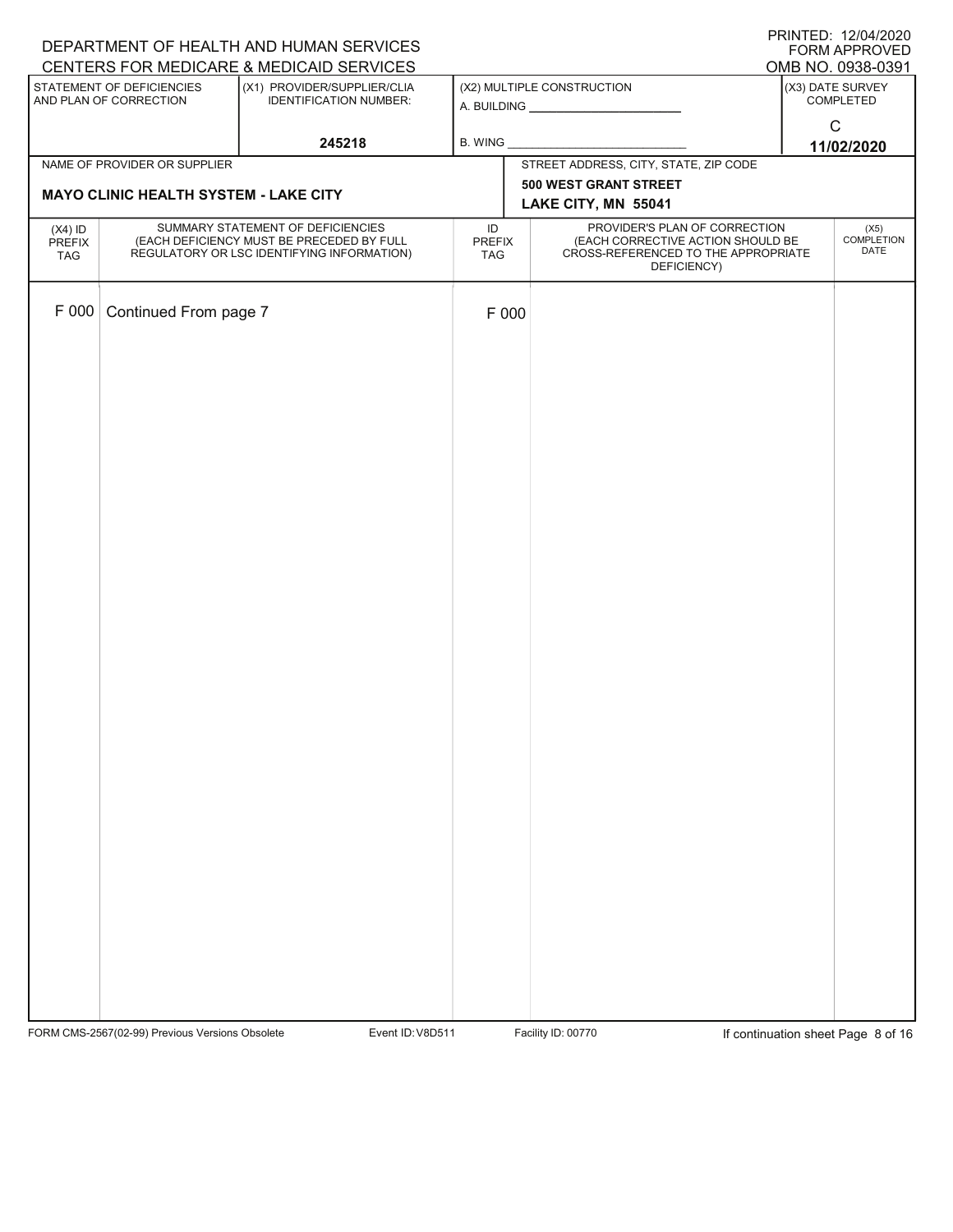DEPARTMENT OF HEALTH AND HUMAN SERVICES
CENTERS FOR MEDICARE & MEDICAID SERVICES

PRINTED: 12/04/2020
FORM APPROVED
OMB NO. 0938-0391

| STATEMENT OF DEFICIENCIES AND PLAN OF CORRECTION | (X1) PROVIDER/SUPPLIER/CLIA IDENTIFICATION NUMBER: | (X2) MULTIPLE CONSTRUCTION | (X3) DATE SURVEY COMPLETED |
|---|---|---|---|
| | 245218 | A. BUILDING ______ B. WING ______ | C 11/02/2020 |

| NAME OF PROVIDER OR SUPPLIER | STREET ADDRESS, CITY, STATE, ZIP CODE |
|---|---|
| MAYO CLINIC HEALTH SYSTEM - LAKE CITY | 500 WEST GRANT STREET LAKE CITY, MN 55041 |

| (X4) ID PREFIX TAG | SUMMARY STATEMENT OF DEFICIENCIES (EACH DEFICIENCY MUST BE PRECEDED BY FULL REGULATORY OR LSC IDENTIFYING INFORMATION) | ID PREFIX TAG | PROVIDER'S PLAN OF CORRECTION (EACH CORRECTIVE ACTION SHOULD BE CROSS-REFERENCED TO THE APPROPRIATE DEFICIENCY) | (X5) COMPLETION DATE |
|---|---|---|---|---|
| F 000 | Continued From page 7 | F 000 | | |

FORM CMS-2567(02-99) Previous Versions Obsolete Event ID: V8D511 Facility ID: 00770 If continuation sheet Page 8 of 16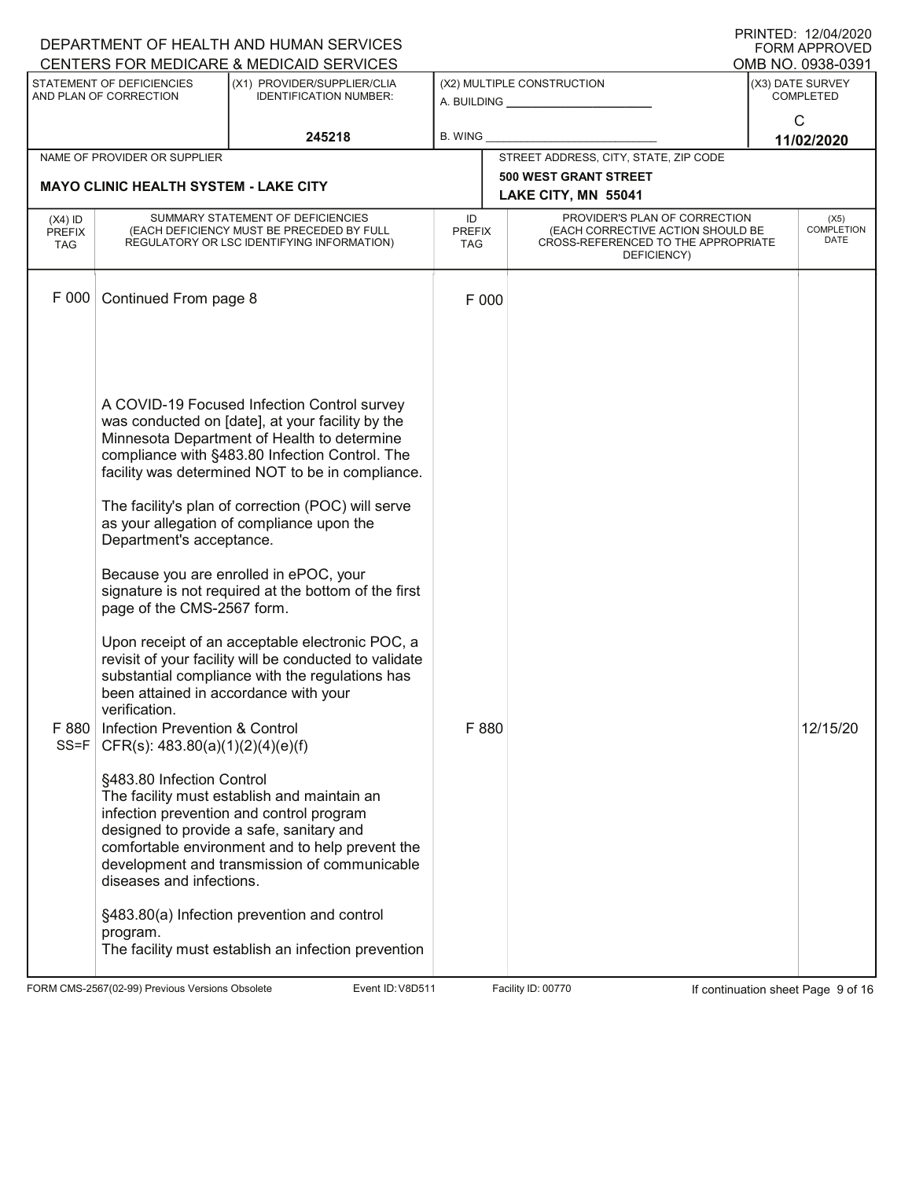DEPARTMENT OF HEALTH AND HUMAN SERVICES
CENTERS FOR MEDICARE & MEDICAID SERVICES

PRINTED: 12/04/2020
FORM APPROVED
OMB NO. 0938-0391

| STATEMENT OF DEFICIENCIES AND PLAN OF CORRECTION | (X1) PROVIDER/SUPPLIER/CLIA IDENTIFICATION NUMBER: | (X2) MULTIPLE CONSTRUCTION | (X3) DATE SURVEY COMPLETED |
|---|---|---|---|
| | 245218 | A. BUILDING ______ B. WING ______ | C 11/02/2020 |

| NAME OF PROVIDER OR SUPPLIER | STREET ADDRESS, CITY, STATE, ZIP CODE |
|---|---|
| MAYO CLINIC HEALTH SYSTEM - LAKE CITY | 500 WEST GRANT STREET LAKE CITY, MN 55041 |

| (X4) ID PREFIX TAG | SUMMARY STATEMENT OF DEFICIENCIES (EACH DEFICIENCY MUST BE PRECEDED BY FULL REGULATORY OR LSC IDENTIFYING INFORMATION) | ID PREFIX TAG | PROVIDER'S PLAN OF CORRECTION (EACH CORRECTIVE ACTION SHOULD BE CROSS-REFERENCED TO THE APPROPRIATE DEFICIENCY) | (X5) COMPLETION DATE |
|---|---|---|---|---|
| F 000 | Continued From page 8 | F 000 | | |
| | A COVID-19 Focused Infection Control survey was conducted on [date], at your facility by the Minnesota Department of Health to determine compliance with §483.80 Infection Control. The facility was determined NOT to be in compliance.<br><br>The facility's plan of correction (POC) will serve as your allegation of compliance upon the Department's acceptance.<br><br>Because you are enrolled in ePOC, your signature is not required at the bottom of the first page of the CMS-2567 form.<br><br>Upon receipt of an acceptable electronic POC, a revisit of your facility will be conducted to validate substantial compliance with the regulations has been attained in accordance with your verification. | | | |
| F 880 SS=F | Infection Prevention & Control<br>CFR(s): 483.80(a)(1)(2)(4)(e)(f)<br><br>§483.80 Infection Control<br>The facility must establish and maintain an infection prevention and control program designed to provide a safe, sanitary and comfortable environment and to help prevent the development and transmission of communicable diseases and infections.<br><br>§483.80(a) Infection prevention and control program.<br>The facility must establish an infection prevention | F 880 | | 12/15/20 |

FORM CMS-2567(02-99) Previous Versions Obsolete Event ID: V8D511 Facility ID: 00770 If continuation sheet Page 9 of 16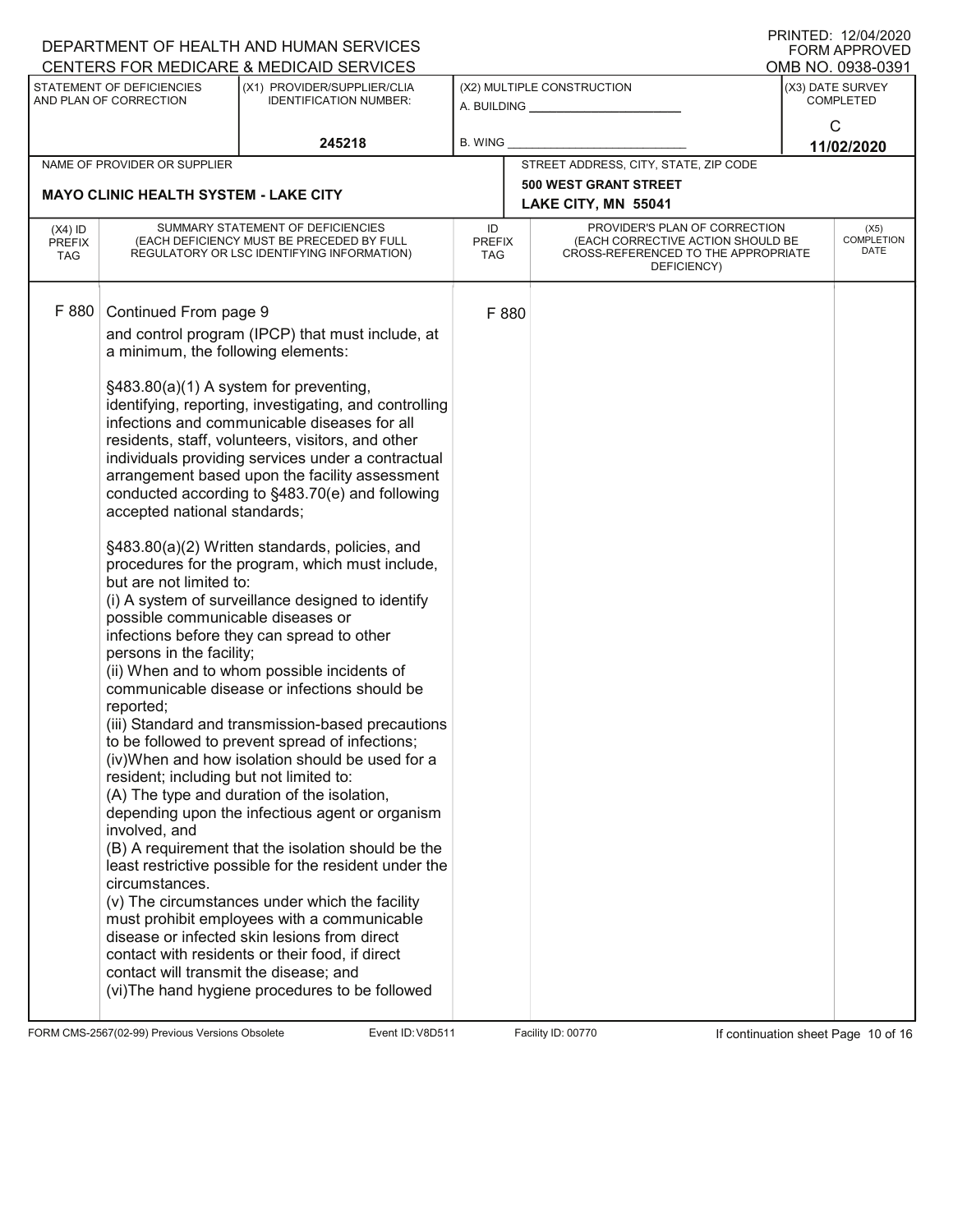DEPARTMENT OF HEALTH AND HUMAN SERVICES
CENTERS FOR MEDICARE & MEDICAID SERVICES

PRINTED: 12/04/2020
FORM APPROVED
OMB NO. 0938-0391

| STATEMENT OF DEFICIENCIES AND PLAN OF CORRECTION | (X1) PROVIDER/SUPPLIER/CLIA IDENTIFICATION NUMBER: | (X2) MULTIPLE CONSTRUCTION | (X3) DATE SURVEY COMPLETED |
|---|---|---|---|
| | 245218 | A. BUILDING ______ B. WING ______ | C 11/02/2020 |

| NAME OF PROVIDER OR SUPPLIER | STREET ADDRESS, CITY, STATE, ZIP CODE |
|---|---|
| MAYO CLINIC HEALTH SYSTEM - LAKE CITY | 500 WEST GRANT STREET LAKE CITY, MN 55041 |

| (X4) ID PREFIX TAG | SUMMARY STATEMENT OF DEFICIENCIES (EACH DEFICIENCY MUST BE PRECEDED BY FULL REGULATORY OR LSC IDENTIFYING INFORMATION) | ID PREFIX TAG | PROVIDER'S PLAN OF CORRECTION (EACH CORRECTIVE ACTION SHOULD BE CROSS-REFERENCED TO THE APPROPRIATE DEFICIENCY) | (X5) COMPLETION DATE |
|---|---|---|---|---|
| F 880 | Continued From page 9<br>and control program (IPCP) that must include, at a minimum, the following elements:<br><br>§483.80(a)(1) A system for preventing, identifying, reporting, investigating, and controlling infections and communicable diseases for all residents, staff, volunteers, visitors, and other individuals providing services under a contractual arrangement based upon the facility assessment conducted according to §483.70(e) and following accepted national standards;<br><br>§483.80(a)(2) Written standards, policies, and procedures for the program, which must include, but are not limited to:<br>(i) A system of surveillance designed to identify possible communicable diseases or infections before they can spread to other persons in the facility;<br>(ii) When and to whom possible incidents of communicable disease or infections should be reported;<br>(iii) Standard and transmission-based precautions to be followed to prevent spread of infections;<br>(iv)When and how isolation should be used for a resident; including but not limited to:<br>(A) The type and duration of the isolation, depending upon the infectious agent or organism involved, and<br>(B) A requirement that the isolation should be the least restrictive possible for the resident under the circumstances.<br>(v) The circumstances under which the facility must prohibit employees with a communicable disease or infected skin lesions from direct contact with residents or their food, if direct contact will transmit the disease; and<br>(vi)The hand hygiene procedures to be followed | F 880 | | |

FORM CMS-2567(02-99) Previous Versions Obsolete    Event ID: V8D511    Facility ID: 00770    If continuation sheet Page 10 of 16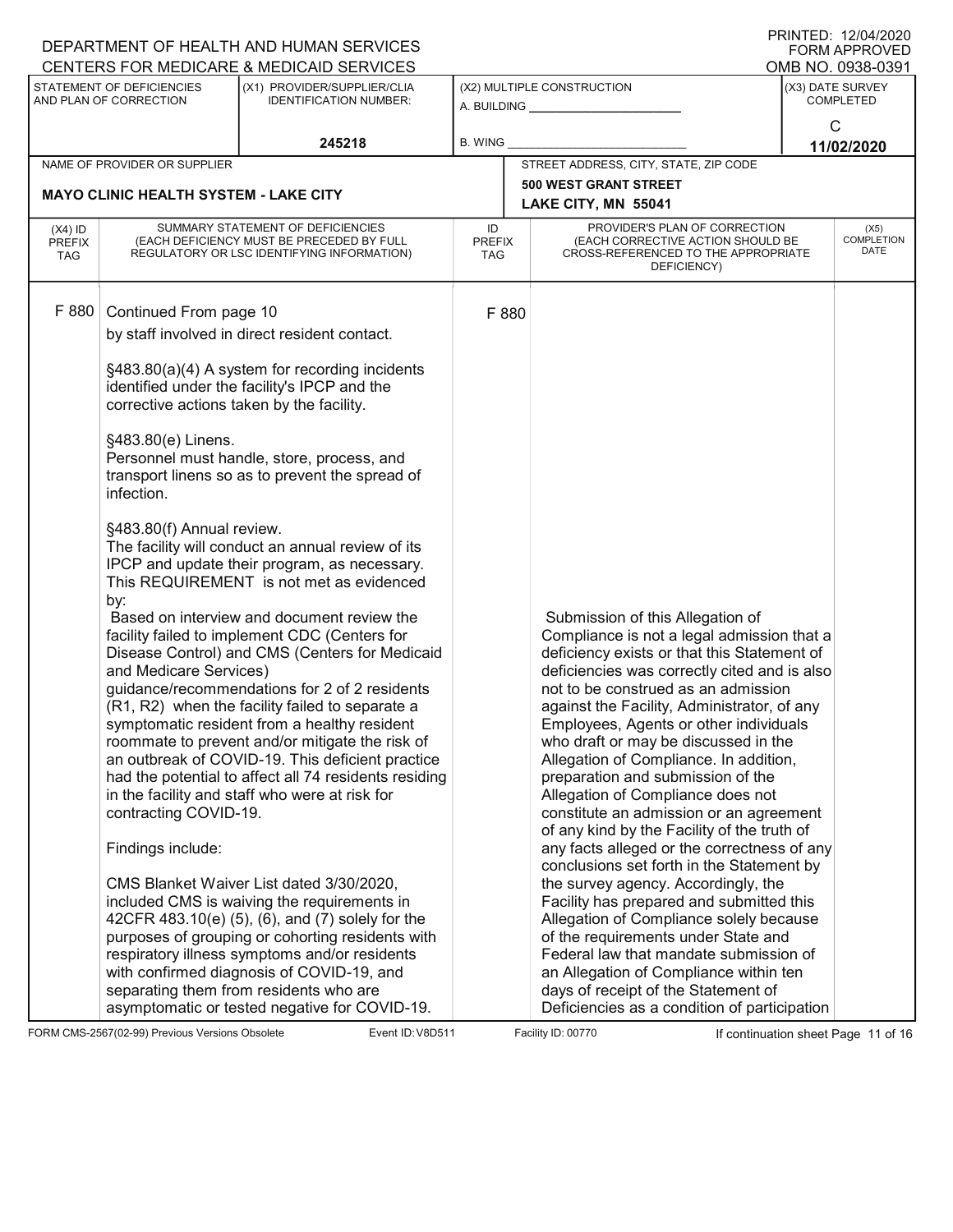| (X4) ID PREFIX TAG | SUMMARY STATEMENT OF DEFICIENCIES (EACH DEFICIENCY MUST BE PRECEDED BY FULL REGULATORY OR LSC IDENTIFYING INFORMATION) | ID PREFIX TAG | PROVIDER'S PLAN OF CORRECTION (EACH CORRECTIVE ACTION SHOULD BE CROSS-REFERENCED TO THE APPROPRIATE DEFICIENCY) | (X5) COMPLETION DATE |
|---|---|---|---|---|
| F 880 | Continued From page 10 | F 880 | | |

by staff involved in direct resident contact.

§483.80(a)(4) A system for recording incidents identified under the facility's IPCP and the corrective actions taken by the facility.

§483.80(e) Linens.
Personnel must handle, store, process, and transport linens so as to prevent the spread of infection.

§483.80(f) Annual review.
The facility will conduct an annual review of its IPCP and update their program, as necessary.
This REQUIREMENT is not met as evidenced by:
Based on interview and document review the facility failed to implement CDC (Centers for Disease Control) and CMS (Centers for Medicaid and Medicare Services) guidance/recommendations for 2 of 2 residents (R1, R2) when the facility failed to separate a symptomatic resident from a healthy resident roommate to prevent and/or mitigate the risk of an outbreak of COVID-19. This deficient practice had the potential to affect all 74 residents residing in the facility and staff who were at risk for contracting COVID-19.

Findings include:

CMS Blanket Waiver List dated 3/30/2020, included CMS is waiving the requirements in 42CFR 483.10(e) (5), (6), and (7) solely for the purposes of grouping or cohorting residents with respiratory illness symptoms and/or residents with confirmed diagnosis of COVID-19, and separating them from residents who are asymptomatic or tested negative for COVID-19.

**Provider's Plan of Correction:**

Submission of this Allegation of Compliance is not a legal admission that a deficiency exists or that this Statement of deficiencies was correctly cited and is also not to be construed as an admission against the Facility, Administrator, of any Employees, Agents or other individuals who draft or may be discussed in the Allegation of Compliance. In addition, preparation and submission of the Allegation of Compliance does not constitute an admission or an agreement of any kind by the Facility of the truth of any facts alleged or the correctness of any conclusions set forth in the Statement by the survey agency. Accordingly, the Facility has prepared and submitted this Allegation of Compliance solely because of the requirements under State and Federal law that mandate submission of an Allegation of Compliance within ten days of receipt of the Statement of Deficiencies as a condition of participation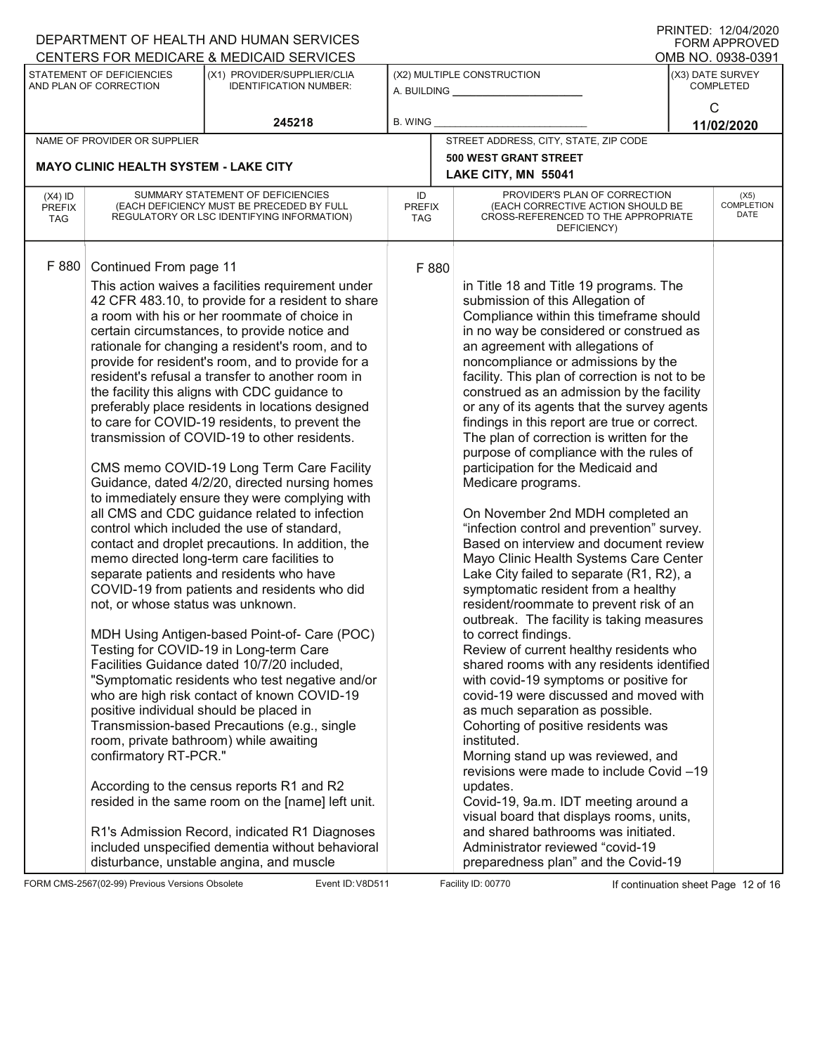F 880 Continued From page 11

This action waives a facilities requirement under 42 CFR 483.10, to provide for a resident to share a room with his or her roommate of choice in certain circumstances, to provide notice and rationale for changing a resident's room, and to provide for resident's room, and to provide for a resident's refusal a transfer to another room in the facility this aligns with CDC guidance to preferably place residents in locations designed to care for COVID-19 residents, to prevent the transmission of COVID-19 to other residents.

CMS memo COVID-19 Long Term Care Facility Guidance, dated 4/2/20, directed nursing homes to immediately ensure they were complying with all CMS and CDC guidance related to infection control which included the use of standard, contact and droplet precautions. In addition, the memo directed long-term care facilities to separate patients and residents who have COVID-19 from patients and residents who did not, or whose status was unknown.

MDH Using Antigen-based Point-of- Care (POC) Testing for COVID-19 in Long-term Care Facilities Guidance dated 10/7/20 included, "Symptomatic residents who test negative and/or who are high risk contact of known COVID-19 positive individual should be placed in Transmission-based Precautions (e.g., single room, private bathroom) while awaiting confirmatory RT-PCR."

According to the census reports R1 and R2 resided in the same room on the [name] left unit.

R1's Admission Record, indicated R1 Diagnoses included unspecified dementia without behavioral disturbance, unstable angina, and muscle

F 880

in Title 18 and Title 19 programs. The submission of this Allegation of Compliance within this timeframe should in no way be considered or construed as an agreement with allegations of noncompliance or admissions by the facility. This plan of correction is not to be construed as an admission by the facility or any of its agents that the survey agents findings in this report are true or correct. The plan of correction is written for the purpose of compliance with the rules of participation for the Medicaid and Medicare programs.

On November 2nd MDH completed an "infection control and prevention" survey. Based on interview and document review Mayo Clinic Health Systems Care Center Lake City failed to separate (R1, R2), a symptomatic resident from a healthy resident/roommate to prevent risk of an outbreak. The facility is taking measures to correct findings.

Review of current healthy residents who shared rooms with any residents identified with covid-19 symptoms or positive for covid-19 were discussed and moved with as much separation as possible.

Cohorting of positive residents was instituted.

Morning stand up was reviewed, and revisions were made to include Covid –19 updates.

Covid-19, 9a.m. IDT meeting around a visual board that displays rooms, units, and shared bathrooms was initiated.

Administrator reviewed "covid-19 preparedness plan" and the Covid-19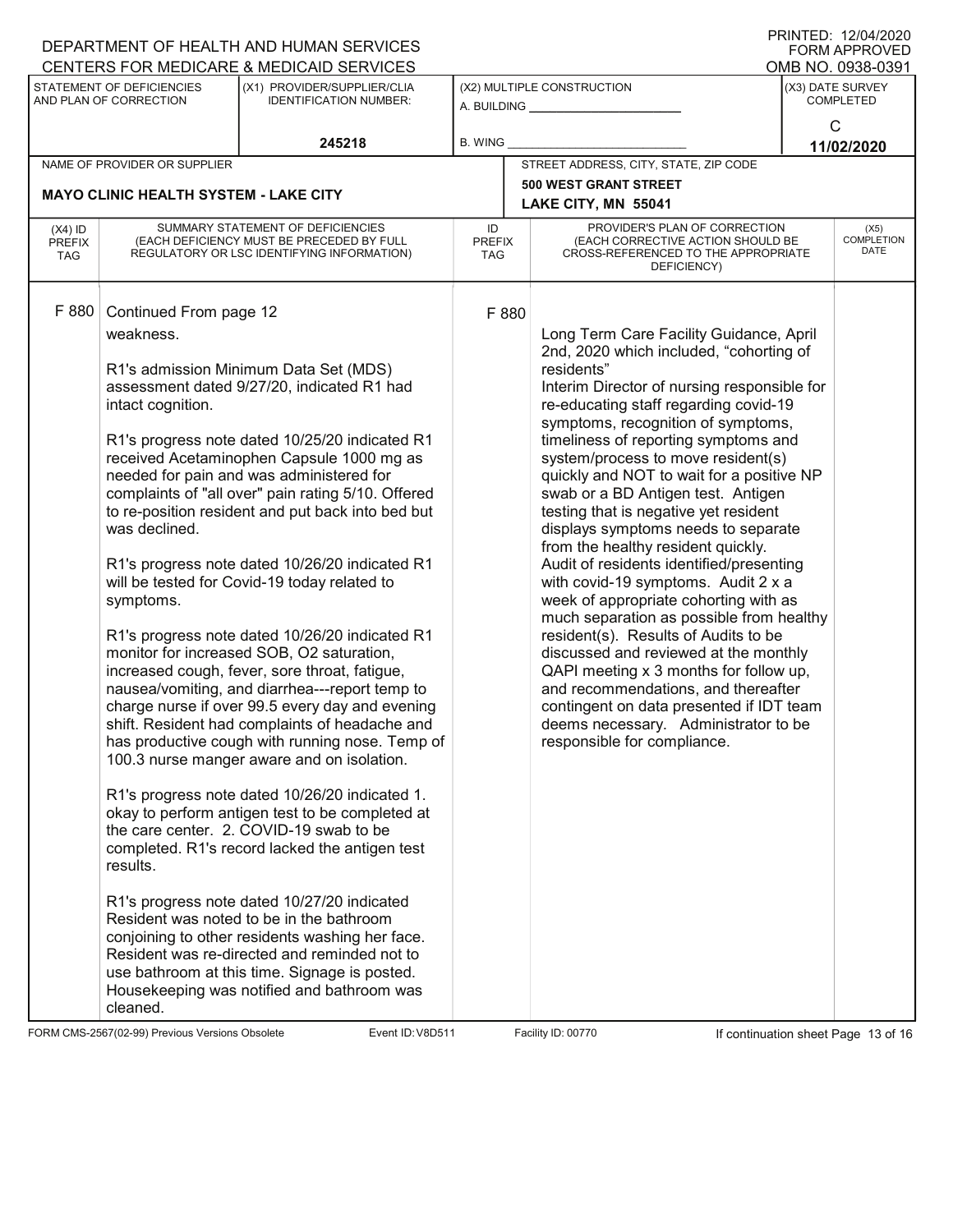DEPARTMENT OF HEALTH AND HUMAN SERVICES
CENTERS FOR MEDICARE & MEDICAID SERVICES

PRINTED: 12/04/2020
FORM APPROVED
OMB NO. 0938-0391

| STATEMENT OF DEFICIENCIES AND PLAN OF CORRECTION | (X1) PROVIDER/SUPPLIER/CLIA IDENTIFICATION NUMBER: | (X2) MULTIPLE CONSTRUCTION | (X3) DATE SURVEY COMPLETED |
|---|---|---|---|
| | 245218 | A. BUILDING ______ B. WING ______ | C 11/02/2020 |

| NAME OF PROVIDER OR SUPPLIER | STREET ADDRESS, CITY, STATE, ZIP CODE |
|---|---|
| MAYO CLINIC HEALTH SYSTEM - LAKE CITY | 500 WEST GRANT STREET LAKE CITY, MN 55041 |

| (X4) ID PREFIX TAG | SUMMARY STATEMENT OF DEFICIENCIES (EACH DEFICIENCY MUST BE PRECEDED BY FULL REGULATORY OR LSC IDENTIFYING INFORMATION) | ID PREFIX TAG | PROVIDER'S PLAN OF CORRECTION (EACH CORRECTIVE ACTION SHOULD BE CROSS-REFERENCED TO THE APPROPRIATE DEFICIENCY) | (X5) COMPLETION DATE |
|---|---|---|---|---|
| F 880 | Continued From page 12<br>weakness.<br><br>R1's admission Minimum Data Set (MDS) assessment dated 9/27/20, indicated R1 had intact cognition.<br><br>R1's progress note dated 10/25/20 indicated R1 received Acetaminophen Capsule 1000 mg as needed for pain and was administered for complaints of "all over" pain rating 5/10. Offered to re-position resident and put back into bed but was declined.<br><br>R1's progress note dated 10/26/20 indicated R1 will be tested for Covid-19 today related to symptoms.<br><br>R1's progress note dated 10/26/20 indicated R1 monitor for increased SOB, O2 saturation, increased cough, fever, sore throat, fatigue, nausea/vomiting, and diarrhea---report temp to charge nurse if over 99.5 every day and evening shift. Resident had complaints of headache and has productive cough with running nose. Temp of 100.3 nurse manger aware and on isolation.<br><br>R1's progress note dated 10/26/20 indicated 1. okay to perform antigen test to be completed at the care center. 2. COVID-19 swab to be completed. R1's record lacked the antigen test results.<br><br>R1's progress note dated 10/27/20 indicated Resident was noted to be in the bathroom conjoining to other residents washing her face. Resident was re-directed and reminded not to use bathroom at this time. Signage is posted. Housekeeping was notified and bathroom was cleaned. | F 880 | Long Term Care Facility Guidance, April 2nd, 2020 which included, "cohorting of residents"<br>Interim Director of nursing responsible for re-educating staff regarding covid-19 symptoms, recognition of symptoms, timeliness of reporting symptoms and system/process to move resident(s) quickly and NOT to wait for a positive NP swab or a BD Antigen test. Antigen testing that is negative yet resident displays symptoms needs to separate from the healthy resident quickly.<br>Audit of residents identified/presenting with covid-19 symptoms. Audit 2 x a week of appropriate cohorting with as much separation as possible from healthy resident(s). Results of Audits to be discussed and reviewed at the monthly QAPI meeting x 3 months for follow up, and recommendations, and thereafter contingent on data presented if IDT team deems necessary. Administrator to be responsible for compliance. | |

FORM CMS-2567(02-99) Previous Versions Obsolete Event ID: V8D511 Facility ID: 00770 If continuation sheet Page 13 of 16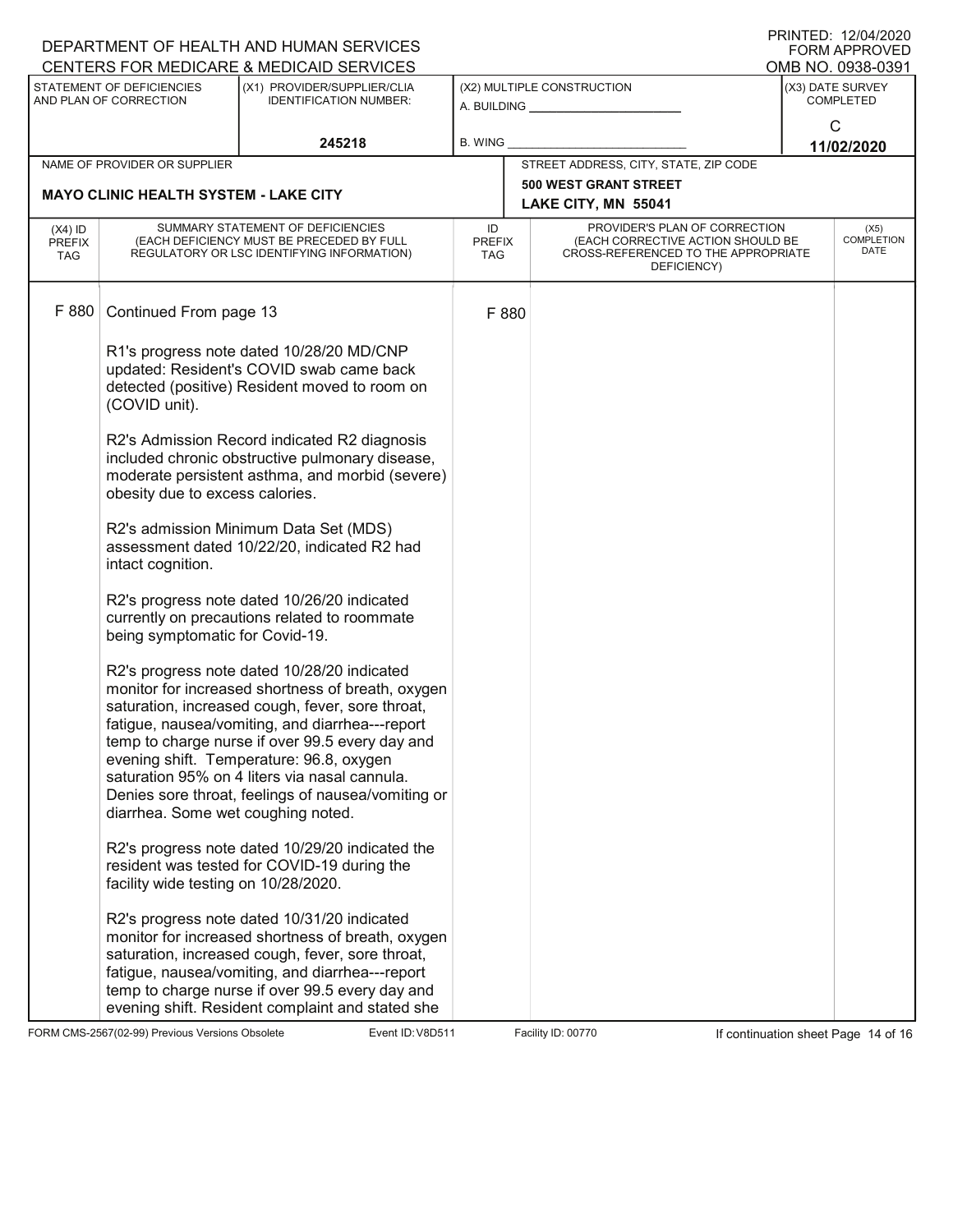DEPARTMENT OF HEALTH AND HUMAN SERVICES
CENTERS FOR MEDICARE & MEDICAID SERVICES

PRINTED: 12/04/2020
FORM APPROVED
OMB NO. 0938-0391

| STATEMENT OF DEFICIENCIES AND PLAN OF CORRECTION | (X1) PROVIDER/SUPPLIER/CLIA IDENTIFICATION NUMBER: | (X2) MULTIPLE CONSTRUCTION | (X3) DATE SURVEY COMPLETED |
|---|---|---|---|
| | 245218 | A. BUILDING ___ B. WING ___ | C 11/02/2020 |

| NAME OF PROVIDER OR SUPPLIER | STREET ADDRESS, CITY, STATE, ZIP CODE |
|---|---|
| MAYO CLINIC HEALTH SYSTEM - LAKE CITY | 500 WEST GRANT STREET LAKE CITY, MN 55041 |

| (X4) ID PREFIX TAG | SUMMARY STATEMENT OF DEFICIENCIES (EACH DEFICIENCY MUST BE PRECEDED BY FULL REGULATORY OR LSC IDENTIFYING INFORMATION) | ID PREFIX TAG | PROVIDER'S PLAN OF CORRECTION (EACH CORRECTIVE ACTION SHOULD BE CROSS-REFERENCED TO THE APPROPRIATE DEFICIENCY) | (X5) COMPLETION DATE |
|---|---|---|---|---|
| F 880 | Continued From page 13 | F 880 | | |

R1's progress note dated 10/28/20 MD/CNP updated: Resident's COVID swab came back detected (positive) Resident moved to room on (COVID unit).

R2's Admission Record indicated R2 diagnosis included chronic obstructive pulmonary disease, moderate persistent asthma, and morbid (severe) obesity due to excess calories.

R2's admission Minimum Data Set (MDS) assessment dated 10/22/20, indicated R2 had intact cognition.

R2's progress note dated 10/26/20 indicated currently on precautions related to roommate being symptomatic for Covid-19.

R2's progress note dated 10/28/20 indicated monitor for increased shortness of breath, oxygen saturation, increased cough, fever, sore throat, fatigue, nausea/vomiting, and diarrhea---report temp to charge nurse if over 99.5 every day and evening shift. Temperature: 96.8, oxygen saturation 95% on 4 liters via nasal cannula. Denies sore throat, feelings of nausea/vomiting or diarrhea. Some wet coughing noted.

R2's progress note dated 10/29/20 indicated the resident was tested for COVID-19 during the facility wide testing on 10/28/2020.

R2's progress note dated 10/31/20 indicated monitor for increased shortness of breath, oxygen saturation, increased cough, fever, sore throat, fatigue, nausea/vomiting, and diarrhea---report temp to charge nurse if over 99.5 every day and evening shift. Resident complaint and stated she

FORM CMS-2567(02-99) Previous Versions Obsolete    Event ID: V8D511    Facility ID: 00770    If continuation sheet Page 14 of 16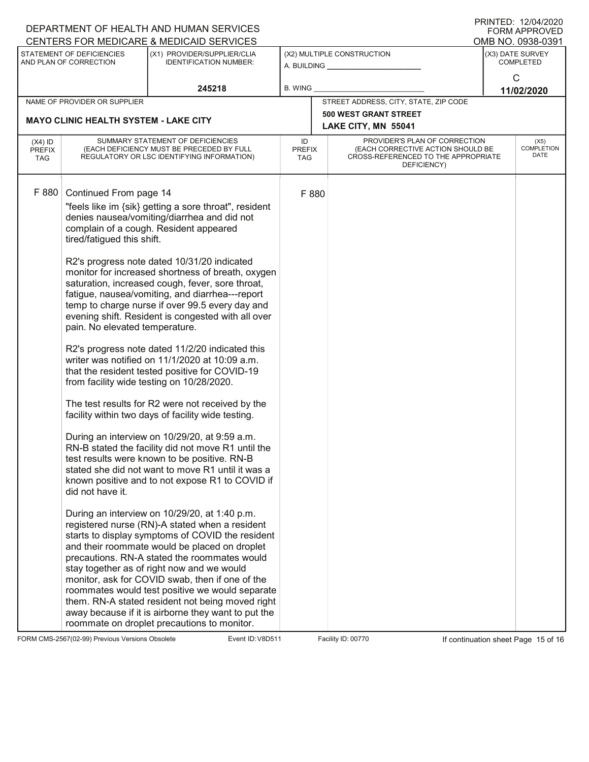| (X4) ID PREFIX TAG | SUMMARY STATEMENT OF DEFICIENCIES (EACH DEFICIENCY MUST BE PRECEDED BY FULL REGULATORY OR LSC IDENTIFYING INFORMATION) | ID PREFIX TAG | PROVIDER'S PLAN OF CORRECTION (EACH CORRECTIVE ACTION SHOULD BE CROSS-REFERENCED TO THE APPROPRIATE DEFICIENCY) | (X5) COMPLETION DATE |
|---|---|---|---|---|
| F 880 | Continued From page 14 | F 880 | | |

"feels like im {sik} getting a sore throat", resident denies nausea/vomiting/diarrhea and did not complain of a cough. Resident appeared tired/fatigued this shift.

R2's progress note dated 10/31/20 indicated monitor for increased shortness of breath, oxygen saturation, increased cough, fever, sore throat, fatigue, nausea/vomiting, and diarrhea---report temp to charge nurse if over 99.5 every day and evening shift. Resident is congested with all over pain. No elevated temperature.

R2's progress note dated 11/2/20 indicated this writer was notified on 11/1/2020 at 10:09 a.m. that the resident tested positive for COVID-19 from facility wide testing on 10/28/2020.

The test results for R2 were not received by the facility within two days of facility wide testing.

During an interview on 10/29/20, at 9:59 a.m. RN-B stated the facility did not move R1 until the test results were known to be positive. RN-B stated she did not want to move R1 until it was a known positive and to not expose R1 to COVID if did not have it.

During an interview on 10/29/20, at 1:40 p.m. registered nurse (RN)-A stated when a resident starts to display symptoms of COVID the resident and their roommate would be placed on droplet precautions. RN-A stated the roommates would stay together as of right now and we would monitor, ask for COVID swab, then if one of the roommates would test positive we would separate them. RN-A stated resident not being moved right away because if it is airborne they want to put the roommate on droplet precautions to monitor.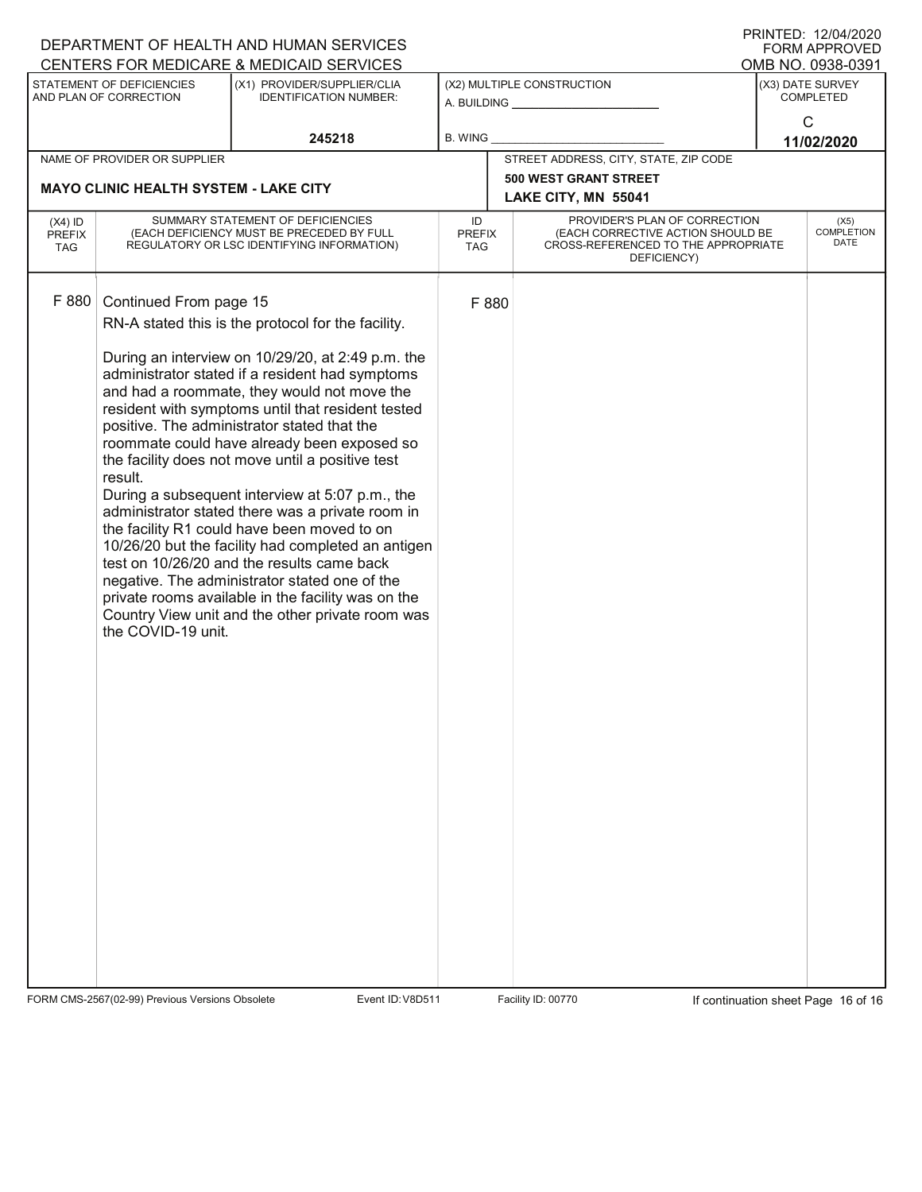DEPARTMENT OF HEALTH AND HUMAN SERVICES
CENTERS FOR MEDICARE & MEDICAID SERVICES

PRINTED: 12/04/2020
FORM APPROVED
OMB NO. 0938-0391

| STATEMENT OF DEFICIENCIES AND PLAN OF CORRECTION | (X1) PROVIDER/SUPPLIER/CLIA IDENTIFICATION NUMBER: | (X2) MULTIPLE CONSTRUCTION | (X3) DATE SURVEY COMPLETED |
|---|---|---|---|
| | 245218 | A. BUILDING ______ B. WING ______ | C 11/02/2020 |

| NAME OF PROVIDER OR SUPPLIER | STREET ADDRESS, CITY, STATE, ZIP CODE |
|---|---|
| MAYO CLINIC HEALTH SYSTEM - LAKE CITY | 500 WEST GRANT STREET LAKE CITY, MN 55041 |

| (X4) ID PREFIX TAG | SUMMARY STATEMENT OF DEFICIENCIES (EACH DEFICIENCY MUST BE PRECEDED BY FULL REGULATORY OR LSC IDENTIFYING INFORMATION) | ID PREFIX TAG | PROVIDER'S PLAN OF CORRECTION (EACH CORRECTIVE ACTION SHOULD BE CROSS-REFERENCED TO THE APPROPRIATE DEFICIENCY) | (X5) COMPLETION DATE |
|---|---|---|---|---|
| F 880 | Continued From page 15<br>RN-A stated this is the protocol for the facility.<br><br>During an interview on 10/29/20, at 2:49 p.m. the administrator stated if a resident had symptoms and had a roommate, they would not move the resident with symptoms until that resident tested positive. The administrator stated that the roommate could have already been exposed so the facility does not move until a positive test result.<br>During a subsequent interview at 5:07 p.m., the administrator stated there was a private room in the facility R1 could have been moved to on 10/26/20 but the facility had completed an antigen test on 10/26/20 and the results came back negative. The administrator stated one of the private rooms available in the facility was on the Country View unit and the other private room was the COVID-19 unit. | F 880 | | |

FORM CMS-2567(02-99) Previous Versions Obsolete Event ID: V8D511 Facility ID: 00770